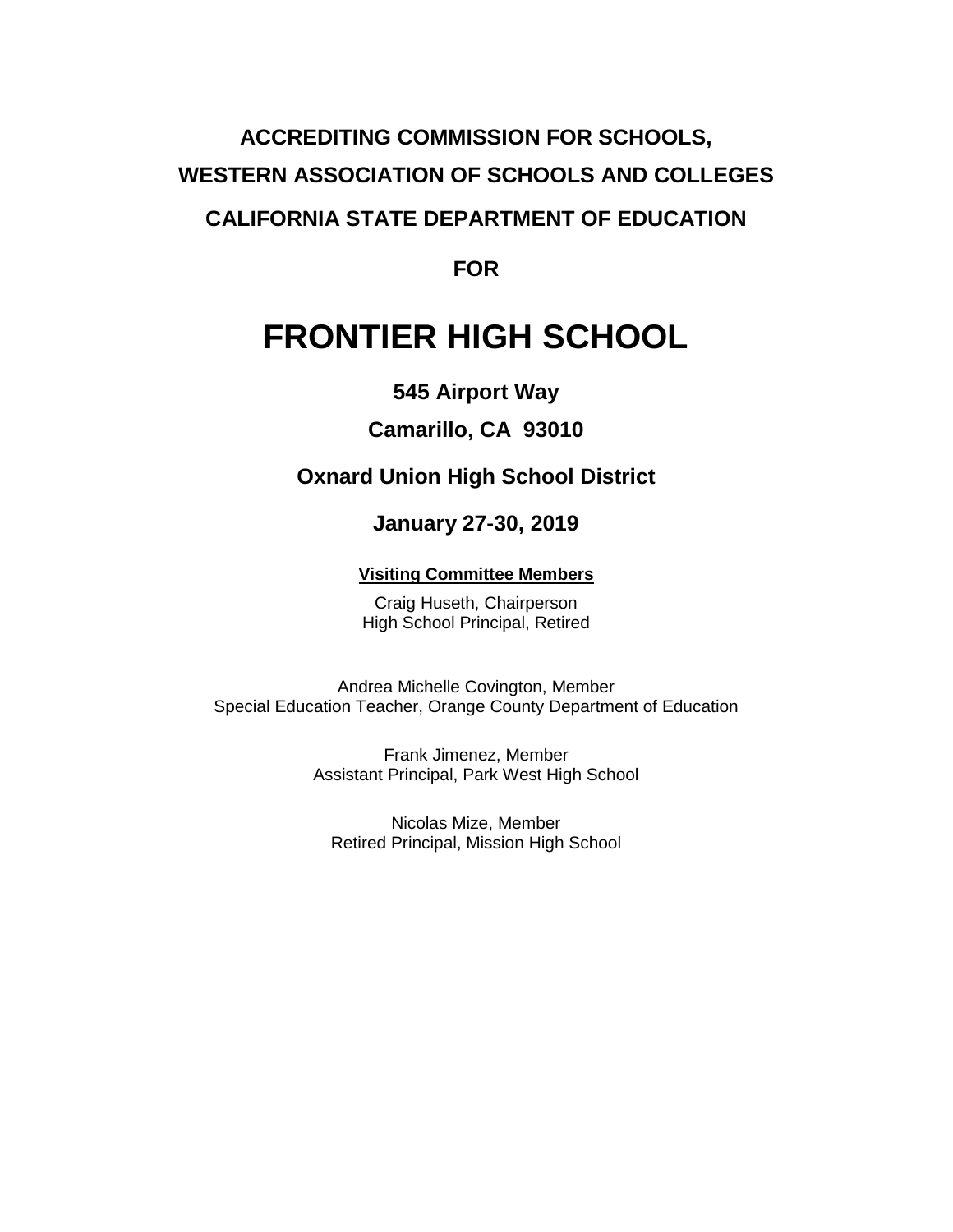**ACCREDITING COMMISSION FOR SCHOOLS,**

**WESTERN ASSOCIATION OF SCHOOLS AND COLLEGES**

**CALIFORNIA STATE DEPARTMENT OF EDUCATION**

**FOR**

# FRONTIER HIGH SCHOOL

**545 Airport Way**

**Camarillo, CA 93010**

**Oxnard Union High School District**

**January 27-30, 2019**

**Visiting Committee Members**

Craig Huseth, Chairperson
High School Principal, Retired

Andrea Michelle Covington, Member
Special Education Teacher, Orange County Department of Education

Frank Jimenez, Member
Assistant Principal, Park West High School

Nicolas Mize, Member
Retired Principal, Mission High School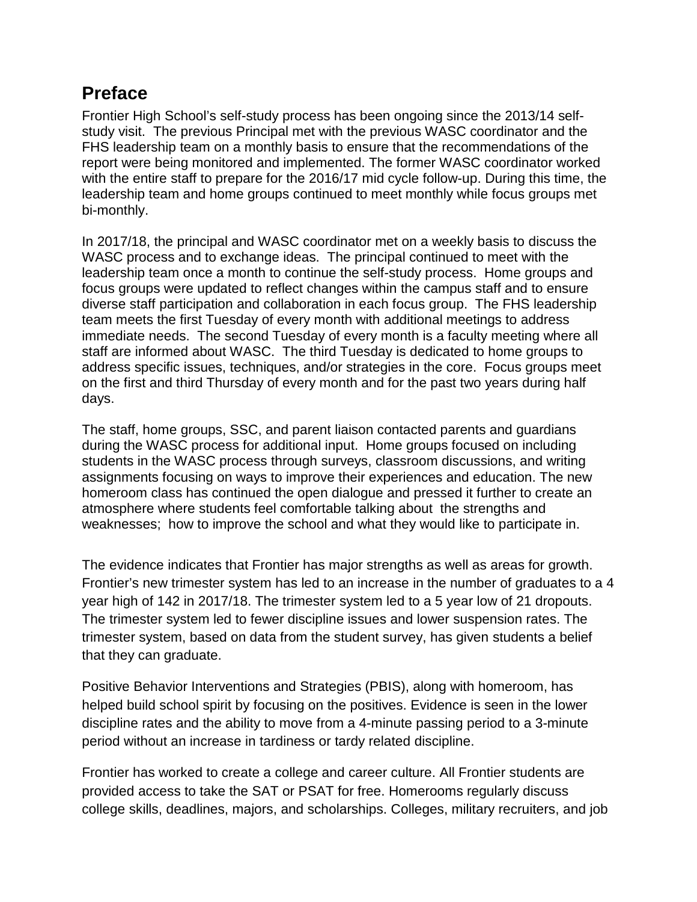## Preface

Frontier High School's self-study process has been ongoing since the 2013/14 self-study visit. The previous Principal met with the previous WASC coordinator and the FHS leadership team on a monthly basis to ensure that the recommendations of the report were being monitored and implemented. The former WASC coordinator worked with the entire staff to prepare for the 2016/17 mid cycle follow-up. During this time, the leadership team and home groups continued to meet monthly while focus groups met bi-monthly.

In 2017/18, the principal and WASC coordinator met on a weekly basis to discuss the WASC process and to exchange ideas. The principal continued to meet with the leadership team once a month to continue the self-study process. Home groups and focus groups were updated to reflect changes within the campus staff and to ensure diverse staff participation and collaboration in each focus group. The FHS leadership team meets the first Tuesday of every month with additional meetings to address immediate needs. The second Tuesday of every month is a faculty meeting where all staff are informed about WASC. The third Tuesday is dedicated to home groups to address specific issues, techniques, and/or strategies in the core. Focus groups meet on the first and third Thursday of every month and for the past two years during half days.

The staff, home groups, SSC, and parent liaison contacted parents and guardians during the WASC process for additional input. Home groups focused on including students in the WASC process through surveys, classroom discussions, and writing assignments focusing on ways to improve their experiences and education. The new homeroom class has continued the open dialogue and pressed it further to create an atmosphere where students feel comfortable talking about the strengths and weaknesses; how to improve the school and what they would like to participate in.

The evidence indicates that Frontier has major strengths as well as areas for growth. Frontier's new trimester system has led to an increase in the number of graduates to a 4 year high of 142 in 2017/18. The trimester system led to a 5 year low of 21 dropouts. The trimester system led to fewer discipline issues and lower suspension rates. The trimester system, based on data from the student survey, has given students a belief that they can graduate.

Positive Behavior Interventions and Strategies (PBIS), along with homeroom, has helped build school spirit by focusing on the positives. Evidence is seen in the lower discipline rates and the ability to move from a 4-minute passing period to a 3-minute period without an increase in tardiness or tardy related discipline.

Frontier has worked to create a college and career culture. All Frontier students are provided access to take the SAT or PSAT for free. Homerooms regularly discuss college skills, deadlines, majors, and scholarships. Colleges, military recruiters, and job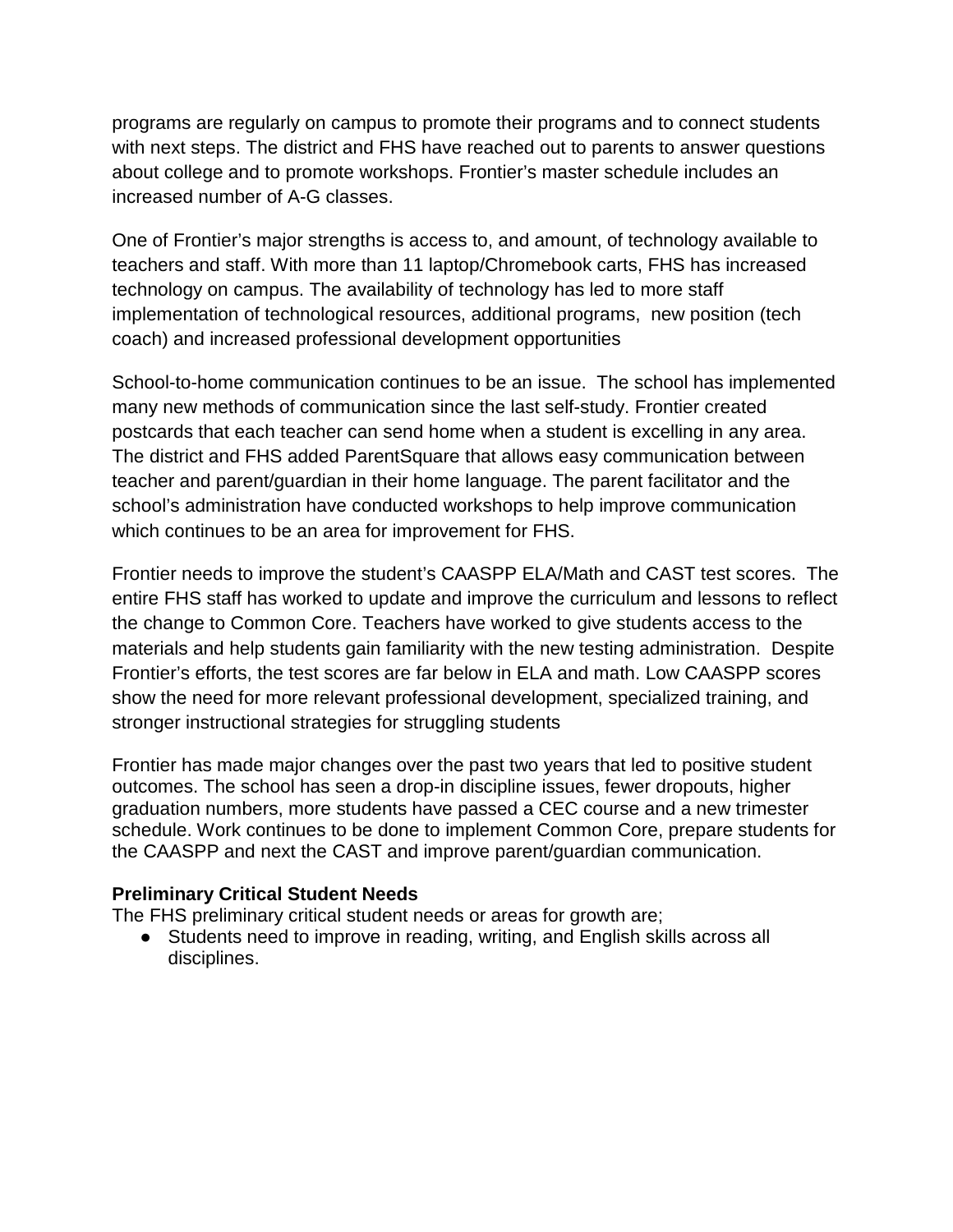programs are regularly on campus to promote their programs and to connect students with next steps. The district and FHS have reached out to parents to answer questions about college and to promote workshops. Frontier's master schedule includes an increased number of A-G classes.

One of Frontier's major strengths is access to, and amount, of technology available to teachers and staff. With more than 11 laptop/Chromebook carts, FHS has increased technology on campus. The availability of technology has led to more staff implementation of technological resources, additional programs, new position (tech coach) and increased professional development opportunities

School-to-home communication continues to be an issue. The school has implemented many new methods of communication since the last self-study. Frontier created postcards that each teacher can send home when a student is excelling in any area. The district and FHS added ParentSquare that allows easy communication between teacher and parent/guardian in their home language. The parent facilitator and the school's administration have conducted workshops to help improve communication which continues to be an area for improvement for FHS.

Frontier needs to improve the student's CAASPP ELA/Math and CAST test scores. The entire FHS staff has worked to update and improve the curriculum and lessons to reflect the change to Common Core. Teachers have worked to give students access to the materials and help students gain familiarity with the new testing administration. Despite Frontier's efforts, the test scores are far below in ELA and math. Low CAASPP scores show the need for more relevant professional development, specialized training, and stronger instructional strategies for struggling students

Frontier has made major changes over the past two years that led to positive student outcomes. The school has seen a drop-in discipline issues, fewer dropouts, higher graduation numbers, more students have passed a CEC course and a new trimester schedule. Work continues to be done to implement Common Core, prepare students for the CAASPP and next the CAST and improve parent/guardian communication.

**Preliminary Critical Student Needs**

The FHS preliminary critical student needs or areas for growth are;

- Students need to improve in reading, writing, and English skills across all disciplines.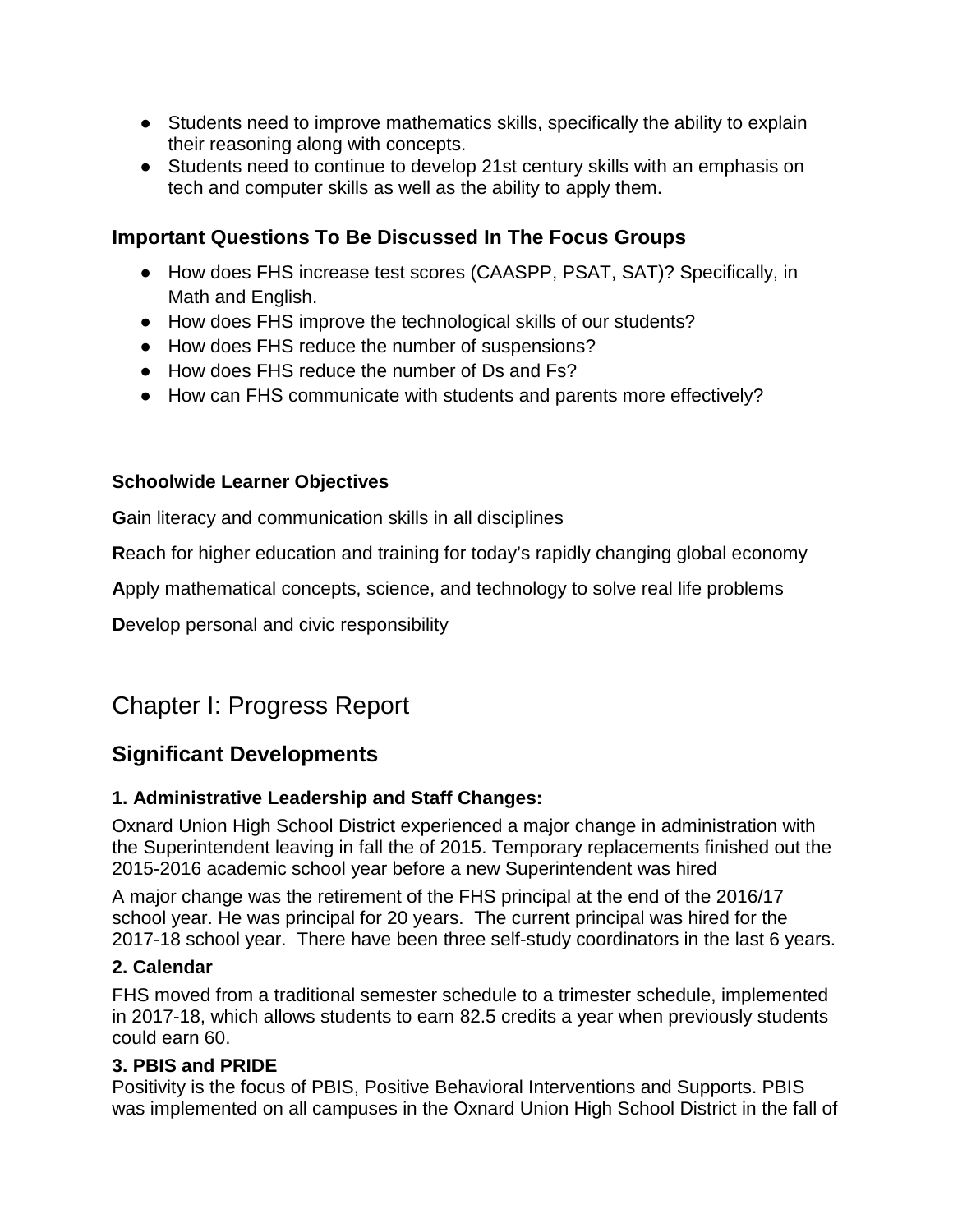- Students need to improve mathematics skills, specifically the ability to explain their reasoning along with concepts.
- Students need to continue to develop 21st century skills with an emphasis on tech and computer skills as well as the ability to apply them.

### Important Questions To Be Discussed In The Focus Groups

- How does FHS increase test scores (CAASPP, PSAT, SAT)? Specifically, in Math and English.
- How does FHS improve the technological skills of our students?
- How does FHS reduce the number of suspensions?
- How does FHS reduce the number of Ds and Fs?
- How can FHS communicate with students and parents more effectively?

#### Schoolwide Learner Objectives

**G**ain literacy and communication skills in all disciplines

**R**each for higher education and training for today's rapidly changing global economy

**A**pply mathematical concepts, science, and technology to solve real life problems

**D**evelop personal and civic responsibility

# Chapter I: Progress Report

## Significant Developments

#### 1. Administrative Leadership and Staff Changes:

Oxnard Union High School District experienced a major change in administration with the Superintendent leaving in fall the of 2015. Temporary replacements finished out the 2015-2016 academic school year before a new Superintendent was hired

A major change was the retirement of the FHS principal at the end of the 2016/17 school year. He was principal for 20 years. The current principal was hired for the 2017-18 school year. There have been three self-study coordinators in the last 6 years.

#### 2. Calendar

FHS moved from a traditional semester schedule to a trimester schedule, implemented in 2017-18, which allows students to earn 82.5 credits a year when previously students could earn 60.

#### 3. PBIS and PRIDE

Positivity is the focus of PBIS, Positive Behavioral Interventions and Supports. PBIS was implemented on all campuses in the Oxnard Union High School District in the fall of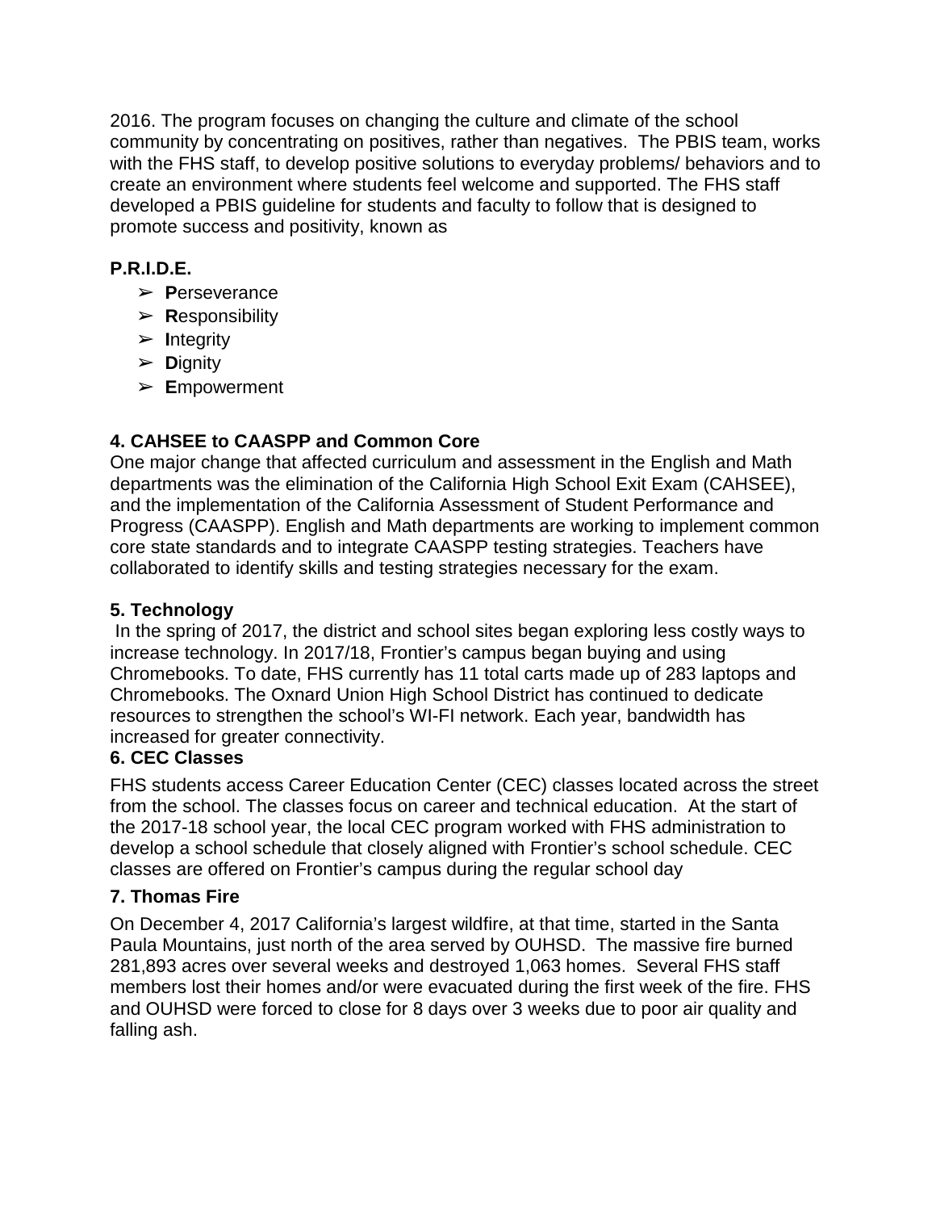2016. The program focuses on changing the culture and climate of the school community by concentrating on positives, rather than negatives. The PBIS team, works with the FHS staff, to develop positive solutions to everyday problems/ behaviors and to create an environment where students feel welcome and supported. The FHS staff developed a PBIS guideline for students and faculty to follow that is designed to promote success and positivity, known as

**P.R.I.D.E.**

- **P**erseverance
- **R**esponsibility
- **I**ntegrity
- **D**ignity
- **E**mpowerment

### 4. CAHSEE to CAASPP and Common Core

One major change that affected curriculum and assessment in the English and Math departments was the elimination of the California High School Exit Exam (CAHSEE), and the implementation of the California Assessment of Student Performance and Progress (CAASPP). English and Math departments are working to implement common core state standards and to integrate CAASPP testing strategies. Teachers have collaborated to identify skills and testing strategies necessary for the exam.

### 5. Technology

In the spring of 2017, the district and school sites began exploring less costly ways to increase technology. In 2017/18, Frontier's campus began buying and using Chromebooks. To date, FHS currently has 11 total carts made up of 283 laptops and Chromebooks. The Oxnard Union High School District has continued to dedicate resources to strengthen the school's WI-FI network. Each year, bandwidth has increased for greater connectivity.

### 6. CEC Classes

FHS students access Career Education Center (CEC) classes located across the street from the school. The classes focus on career and technical education. At the start of the 2017-18 school year, the local CEC program worked with FHS administration to develop a school schedule that closely aligned with Frontier's school schedule. CEC classes are offered on Frontier's campus during the regular school day

### 7. Thomas Fire

On December 4, 2017 California's largest wildfire, at that time, started in the Santa Paula Mountains, just north of the area served by OUHSD. The massive fire burned 281,893 acres over several weeks and destroyed 1,063 homes. Several FHS staff members lost their homes and/or were evacuated during the first week of the fire. FHS and OUHSD were forced to close for 8 days over 3 weeks due to poor air quality and falling ash.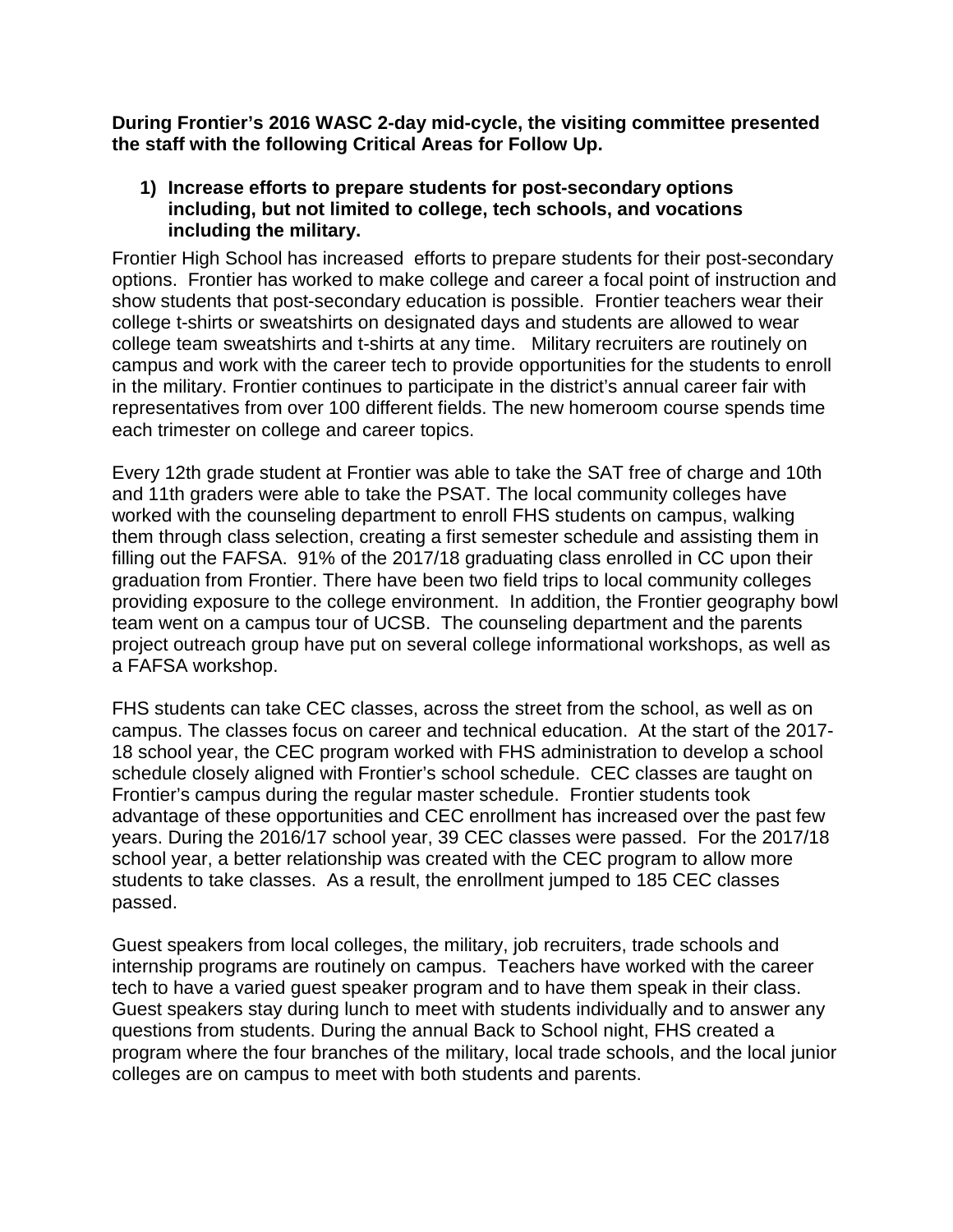**During Frontier's 2016 WASC 2-day mid-cycle, the visiting committee presented the staff with the following Critical Areas for Follow Up.**

1) **Increase efforts to prepare students for post-secondary options including, but not limited to college, tech schools, and vocations including the military.**

Frontier High School has increased efforts to prepare students for their post-secondary options. Frontier has worked to make college and career a focal point of instruction and show students that post-secondary education is possible. Frontier teachers wear their college t-shirts or sweatshirts on designated days and students are allowed to wear college team sweatshirts and t-shirts at any time. Military recruiters are routinely on campus and work with the career tech to provide opportunities for the students to enroll in the military. Frontier continues to participate in the district's annual career fair with representatives from over 100 different fields. The new homeroom course spends time each trimester on college and career topics.

Every 12th grade student at Frontier was able to take the SAT free of charge and 10th and 11th graders were able to take the PSAT. The local community colleges have worked with the counseling department to enroll FHS students on campus, walking them through class selection, creating a first semester schedule and assisting them in filling out the FAFSA. 91% of the 2017/18 graduating class enrolled in CC upon their graduation from Frontier. There have been two field trips to local community colleges providing exposure to the college environment. In addition, the Frontier geography bowl team went on a campus tour of UCSB. The counseling department and the parents project outreach group have put on several college informational workshops, as well as a FAFSA workshop.

FHS students can take CEC classes, across the street from the school, as well as on campus. The classes focus on career and technical education. At the start of the 2017-18 school year, the CEC program worked with FHS administration to develop a school schedule closely aligned with Frontier's school schedule. CEC classes are taught on Frontier's campus during the regular master schedule. Frontier students took advantage of these opportunities and CEC enrollment has increased over the past few years. During the 2016/17 school year, 39 CEC classes were passed. For the 2017/18 school year, a better relationship was created with the CEC program to allow more students to take classes. As a result, the enrollment jumped to 185 CEC classes passed.

Guest speakers from local colleges, the military, job recruiters, trade schools and internship programs are routinely on campus. Teachers have worked with the career tech to have a varied guest speaker program and to have them speak in their class. Guest speakers stay during lunch to meet with students individually and to answer any questions from students. During the annual Back to School night, FHS created a program where the four branches of the military, local trade schools, and the local junior colleges are on campus to meet with both students and parents.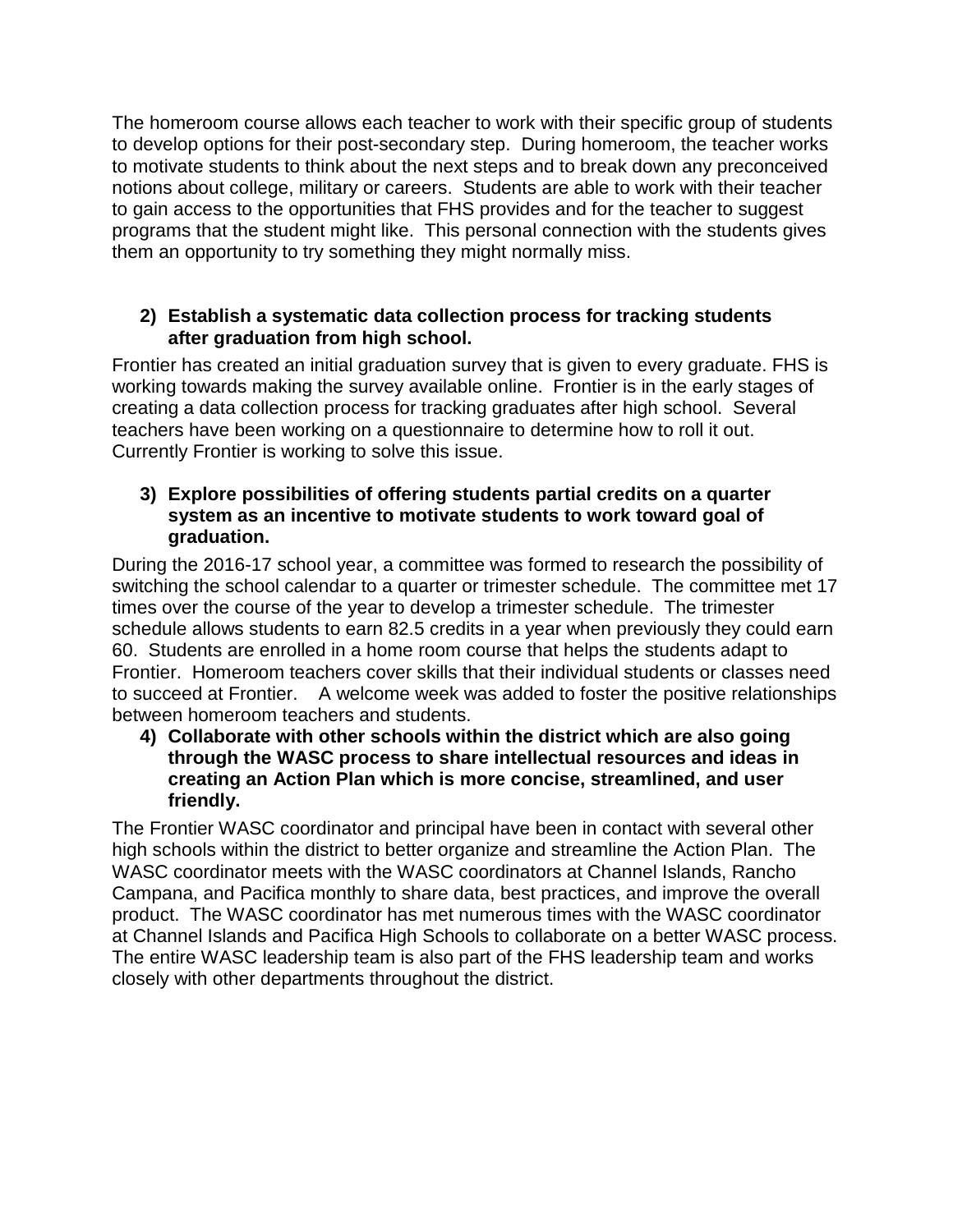The homeroom course allows each teacher to work with their specific group of students to develop options for their post-secondary step. During homeroom, the teacher works to motivate students to think about the next steps and to break down any preconceived notions about college, military or careers. Students are able to work with their teacher to gain access to the opportunities that FHS provides and for the teacher to suggest programs that the student might like. This personal connection with the students gives them an opportunity to try something they might normally miss.

2) **Establish a systematic data collection process for tracking students after graduation from high school.**

Frontier has created an initial graduation survey that is given to every graduate. FHS is working towards making the survey available online. Frontier is in the early stages of creating a data collection process for tracking graduates after high school. Several teachers have been working on a questionnaire to determine how to roll it out. Currently Frontier is working to solve this issue.

3) **Explore possibilities of offering students partial credits on a quarter system as an incentive to motivate students to work toward goal of graduation.**

During the 2016-17 school year, a committee was formed to research the possibility of switching the school calendar to a quarter or trimester schedule. The committee met 17 times over the course of the year to develop a trimester schedule. The trimester schedule allows students to earn 82.5 credits in a year when previously they could earn 60. Students are enrolled in a home room course that helps the students adapt to Frontier. Homeroom teachers cover skills that their individual students or classes need to succeed at Frontier. A welcome week was added to foster the positive relationships between homeroom teachers and students.

4) **Collaborate with other schools within the district which are also going through the WASC process to share intellectual resources and ideas in creating an Action Plan which is more concise, streamlined, and user friendly.**

The Frontier WASC coordinator and principal have been in contact with several other high schools within the district to better organize and streamline the Action Plan. The WASC coordinator meets with the WASC coordinators at Channel Islands, Rancho Campana, and Pacifica monthly to share data, best practices, and improve the overall product. The WASC coordinator has met numerous times with the WASC coordinator at Channel Islands and Pacifica High Schools to collaborate on a better WASC process. The entire WASC leadership team is also part of the FHS leadership team and works closely with other departments throughout the district.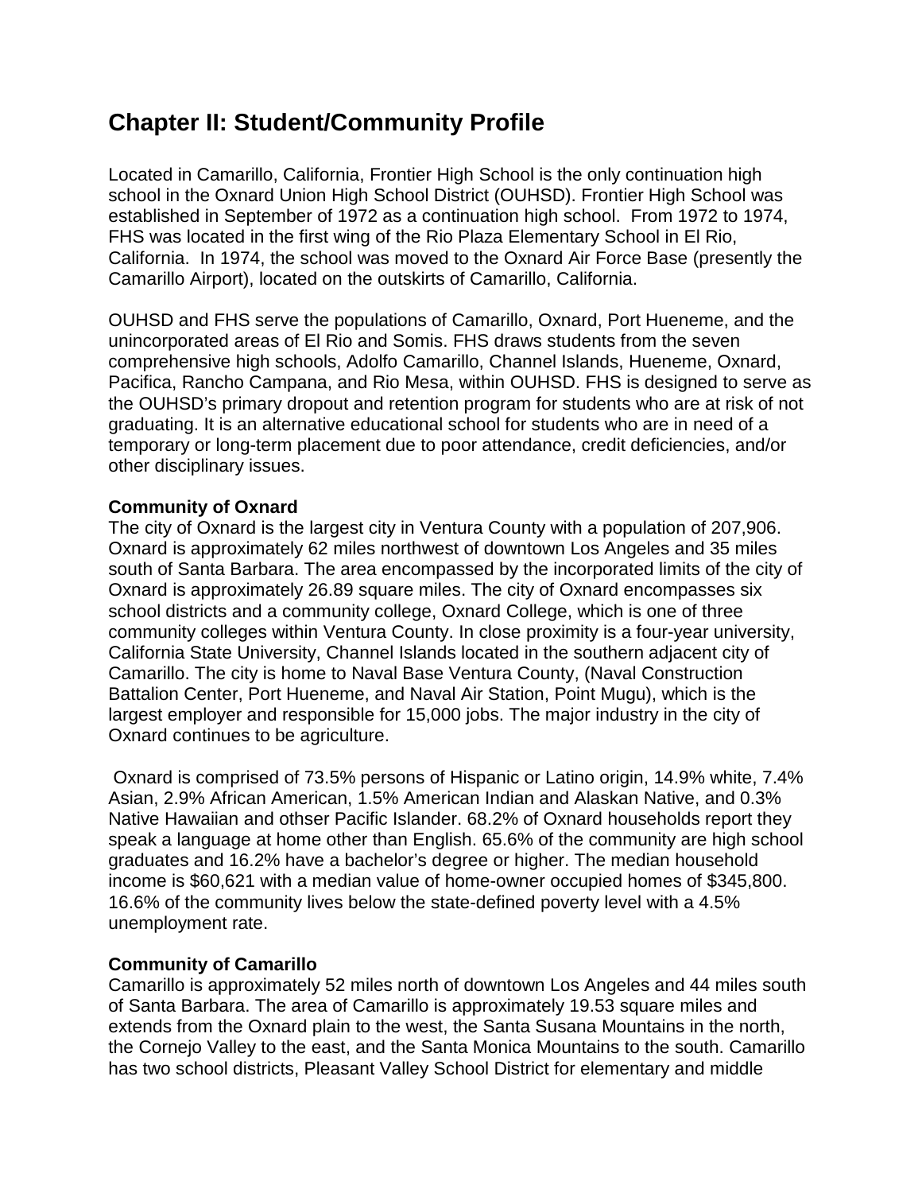# Chapter II: Student/Community Profile

Located in Camarillo, California, Frontier High School is the only continuation high school in the Oxnard Union High School District (OUHSD). Frontier High School was established in September of 1972 as a continuation high school. From 1972 to 1974, FHS was located in the first wing of the Rio Plaza Elementary School in El Rio, California. In 1974, the school was moved to the Oxnard Air Force Base (presently the Camarillo Airport), located on the outskirts of Camarillo, California.

OUHSD and FHS serve the populations of Camarillo, Oxnard, Port Hueneme, and the unincorporated areas of El Rio and Somis. FHS draws students from the seven comprehensive high schools, Adolfo Camarillo, Channel Islands, Hueneme, Oxnard, Pacifica, Rancho Campana, and Rio Mesa, within OUHSD. FHS is designed to serve as the OUHSD's primary dropout and retention program for students who are at risk of not graduating. It is an alternative educational school for students who are in need of a temporary or long-term placement due to poor attendance, credit deficiencies, and/or other disciplinary issues.

**Community of Oxnard**

The city of Oxnard is the largest city in Ventura County with a population of 207,906. Oxnard is approximately 62 miles northwest of downtown Los Angeles and 35 miles south of Santa Barbara. The area encompassed by the incorporated limits of the city of Oxnard is approximately 26.89 square miles. The city of Oxnard encompasses six school districts and a community college, Oxnard College, which is one of three community colleges within Ventura County. In close proximity is a four-year university, California State University, Channel Islands located in the southern adjacent city of Camarillo. The city is home to Naval Base Ventura County, (Naval Construction Battalion Center, Port Hueneme, and Naval Air Station, Point Mugu), which is the largest employer and responsible for 15,000 jobs. The major industry in the city of Oxnard continues to be agriculture.

Oxnard is comprised of 73.5% persons of Hispanic or Latino origin, 14.9% white, 7.4% Asian, 2.9% African American, 1.5% American Indian and Alaskan Native, and 0.3% Native Hawaiian and othser Pacific Islander. 68.2% of Oxnard households report they speak a language at home other than English. 65.6% of the community are high school graduates and 16.2% have a bachelor's degree or higher. The median household income is $60,621 with a median value of home-owner occupied homes of $345,800. 16.6% of the community lives below the state-defined poverty level with a 4.5% unemployment rate.

**Community of Camarillo**

Camarillo is approximately 52 miles north of downtown Los Angeles and 44 miles south of Santa Barbara. The area of Camarillo is approximately 19.53 square miles and extends from the Oxnard plain to the west, the Santa Susana Mountains in the north, the Cornejo Valley to the east, and the Santa Monica Mountains to the south. Camarillo has two school districts, Pleasant Valley School District for elementary and middle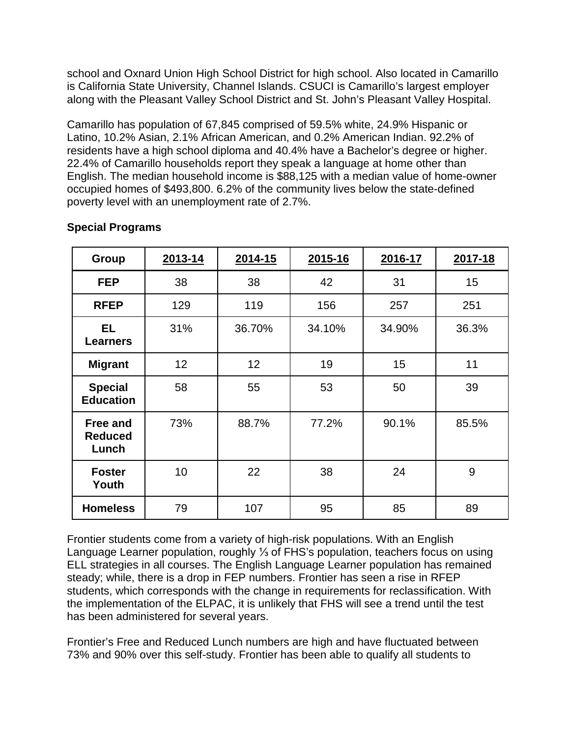school and Oxnard Union High School District for high school. Also located in Camarillo is California State University, Channel Islands. CSUCI is Camarillo's largest employer along with the Pleasant Valley School District and St. John's Pleasant Valley Hospital.

Camarillo has population of 67,845 comprised of 59.5% white, 24.9% Hispanic or Latino, 10.2% Asian, 2.1% African American, and 0.2% American Indian. 92.2% of residents have a high school diploma and 40.4% have a Bachelor's degree or higher. 22.4% of Camarillo households report they speak a language at home other than English. The median household income is $88,125 with a median value of home-owner occupied homes of $493,800. 6.2% of the community lives below the state-defined poverty level with an unemployment rate of 2.7%.

**Special Programs**

| Group | 2013-14 | 2014-15 | 2015-16 | 2016-17 | 2017-18 |
|---|---|---|---|---|---|
| **FEP** | 38 | 38 | 42 | 31 | 15 |
| **RFEP** | 129 | 119 | 156 | 257 | 251 |
| **EL Learners** | 31% | 36.70% | 34.10% | 34.90% | 36.3% |
| **Migrant** | 12 | 12 | 19 | 15 | 11 |
| **Special Education** | 58 | 55 | 53 | 50 | 39 |
| **Free and Reduced Lunch** | 73% | 88.7% | 77.2% | 90.1% | 85.5% |
| **Foster Youth** | 10 | 22 | 38 | 24 | 9 |
| **Homeless** | 79 | 107 | 95 | 85 | 89 |

Frontier students come from a variety of high-risk populations. With an English Language Learner population, roughly ⅓ of FHS's population, teachers focus on using ELL strategies in all courses. The English Language Learner population has remained steady; while, there is a drop in FEP numbers. Frontier has seen a rise in RFEP students, which corresponds with the change in requirements for reclassification. With the implementation of the ELPAC, it is unlikely that FHS will see a trend until the test has been administered for several years.

Frontier's Free and Reduced Lunch numbers are high and have fluctuated between 73% and 90% over this self-study. Frontier has been able to qualify all students to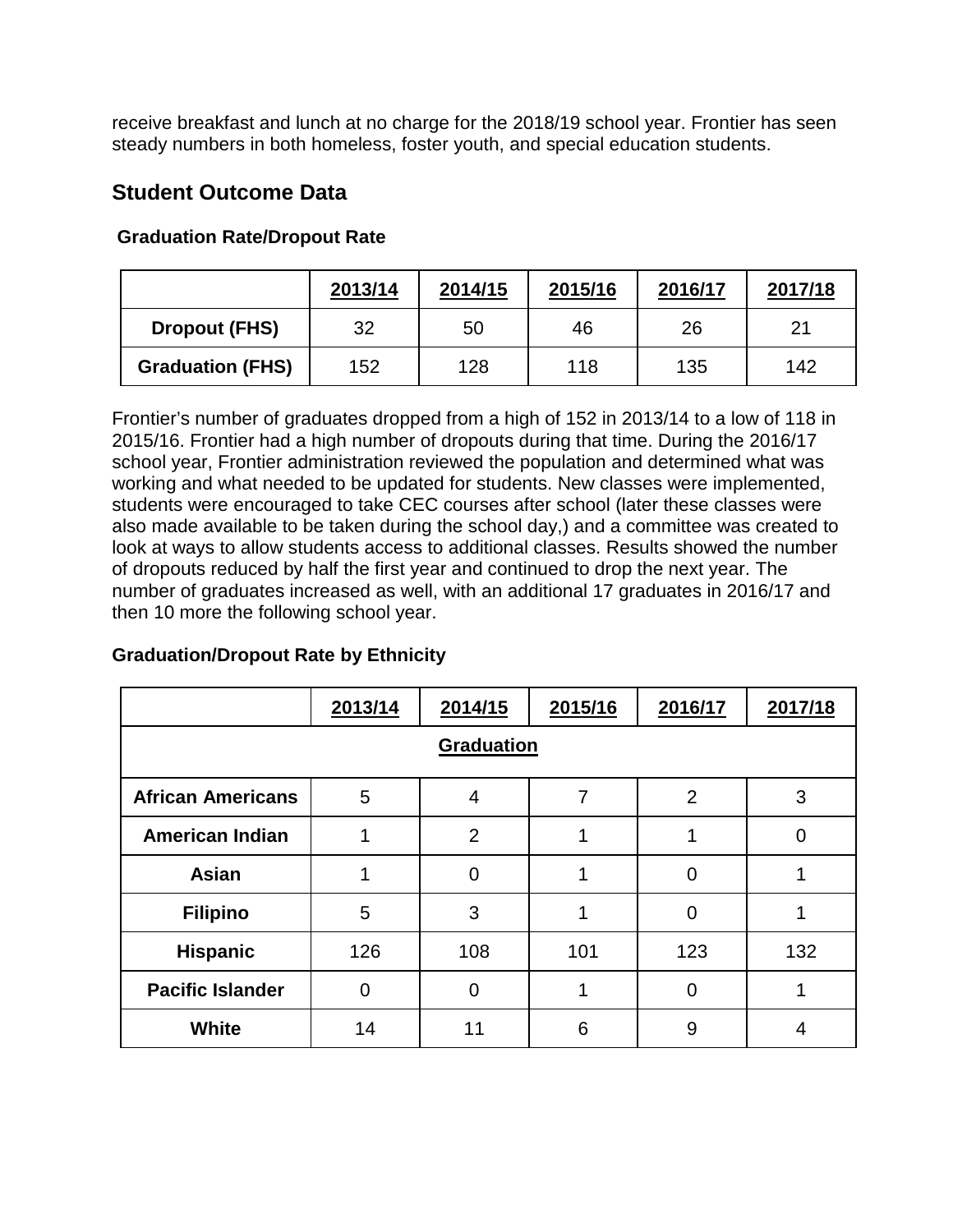receive breakfast and lunch at no charge for the 2018/19 school year. Frontier has seen steady numbers in both homeless, foster youth, and special education students.

## Student Outcome Data

### Graduation Rate/Dropout Rate

| | 2013/14 | 2014/15 | 2015/16 | 2016/17 | 2017/18 |
|---|---|---|---|---|---|
| **Dropout (FHS)** | 32 | 50 | 46 | 26 | 21 |
| **Graduation (FHS)** | 152 | 128 | 118 | 135 | 142 |

Frontier's number of graduates dropped from a high of 152 in 2013/14 to a low of 118 in 2015/16. Frontier had a high number of dropouts during that time. During the 2016/17 school year, Frontier administration reviewed the population and determined what was working and what needed to be updated for students. New classes were implemented, students were encouraged to take CEC courses after school (later these classes were also made available to be taken during the school day,) and a committee was created to look at ways to allow students access to additional classes. Results showed the number of dropouts reduced by half the first year and continued to drop the next year. The number of graduates increased as well, with an additional 17 graduates in 2016/17 and then 10 more the following school year.

### Graduation/Dropout Rate by Ethnicity

| | 2013/14 | 2014/15 | 2015/16 | 2016/17 | 2017/18 |
|---|---|---|---|---|---|
| **Graduation** | | | | | |
| **African Americans** | 5 | 4 | 7 | 2 | 3 |
| **American Indian** | 1 | 2 | 1 | 1 | 0 |
| **Asian** | 1 | 0 | 1 | 0 | 1 |
| **Filipino** | 5 | 3 | 1 | 0 | 1 |
| **Hispanic** | 126 | 108 | 101 | 123 | 132 |
| **Pacific Islander** | 0 | 0 | 1 | 0 | 1 |
| **White** | 14 | 11 | 6 | 9 | 4 |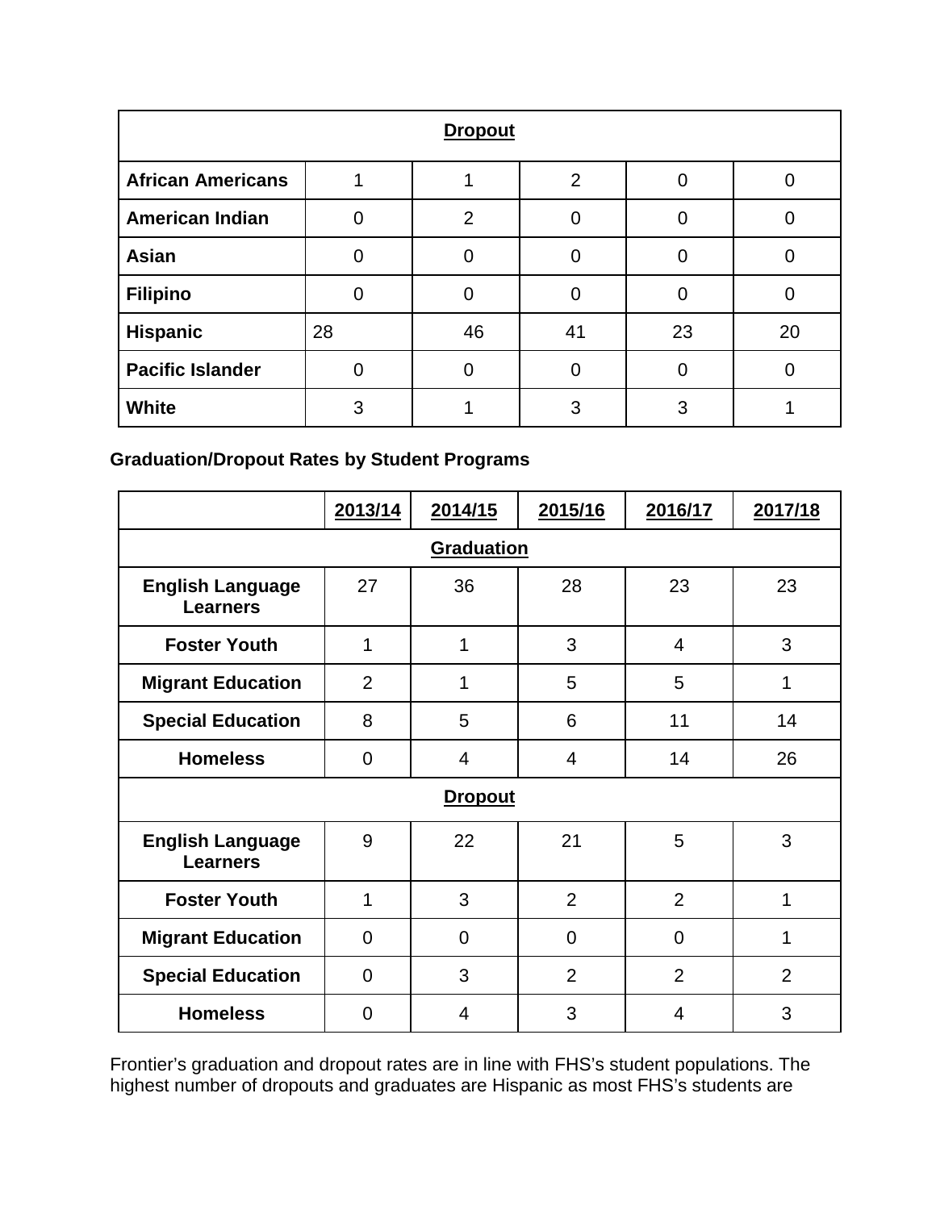| Dropout | | | | | |
|---|---|---|---|---|---|
| **African Americans** | 1 | 1 | 2 | 0 | 0 |
| **American Indian** | 0 | 2 | 0 | 0 | 0 |
| **Asian** | 0 | 0 | 0 | 0 | 0 |
| **Filipino** | 0 | 0 | 0 | 0 | 0 |
| **Hispanic** | 28 | 46 | 41 | 23 | 20 |
| **Pacific Islander** | 0 | 0 | 0 | 0 | 0 |
| **White** | 3 | 1 | 3 | 3 | 1 |

**Graduation/Dropout Rates by Student Programs**

| | 2013/14 | 2014/15 | 2015/16 | 2016/17 | 2017/18 |
|---|---|---|---|---|---|
| **Graduation** | | | | | |
| **English Language Learners** | 27 | 36 | 28 | 23 | 23 |
| **Foster Youth** | 1 | 1 | 3 | 4 | 3 |
| **Migrant Education** | 2 | 1 | 5 | 5 | 1 |
| **Special Education** | 8 | 5 | 6 | 11 | 14 |
| **Homeless** | 0 | 4 | 4 | 14 | 26 |
| **Dropout** | | | | | |
| **English Language Learners** | 9 | 22 | 21 | 5 | 3 |
| **Foster Youth** | 1 | 3 | 2 | 2 | 1 |
| **Migrant Education** | 0 | 0 | 0 | 0 | 1 |
| **Special Education** | 0 | 3 | 2 | 2 | 2 |
| **Homeless** | 0 | 4 | 3 | 4 | 3 |

Frontier's graduation and dropout rates are in line with FHS's student populations. The highest number of dropouts and graduates are Hispanic as most FHS's students are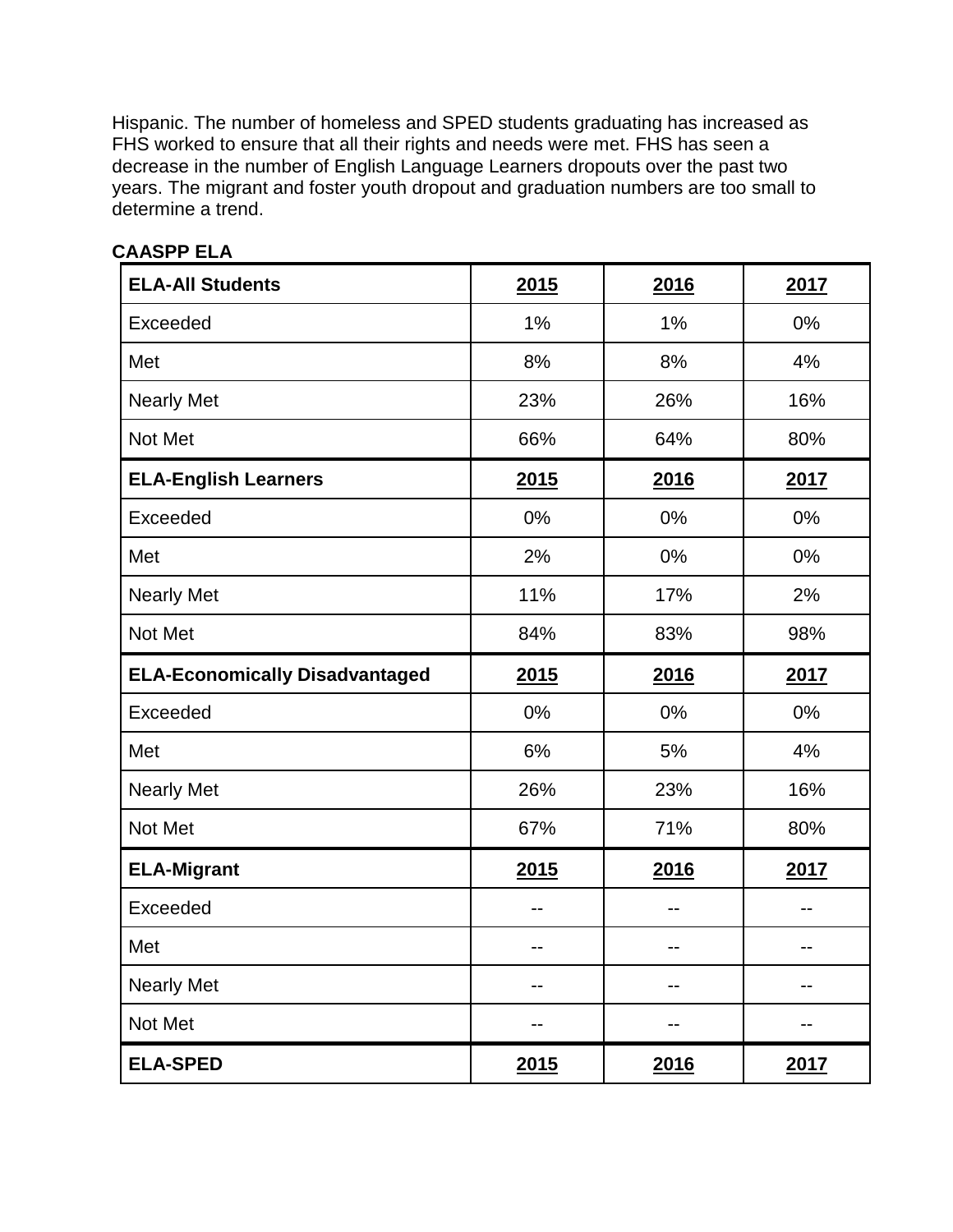Hispanic. The number of homeless and SPED students graduating has increased as FHS worked to ensure that all their rights and needs were met. FHS has seen a decrease in the number of English Language Learners dropouts over the past two years. The migrant and foster youth dropout and graduation numbers are too small to determine a trend.

**CAASPP ELA**

| **ELA-All Students** | **2015** | **2016** | **2017** |
|---|---|---|---|
| Exceeded | 1% | 1% | 0% |
| Met | 8% | 8% | 4% |
| Nearly Met | 23% | 26% | 16% |
| Not Met | 66% | 64% | 80% |
| **ELA-English Learners** | **2015** | **2016** | **2017** |
| Exceeded | 0% | 0% | 0% |
| Met | 2% | 0% | 0% |
| Nearly Met | 11% | 17% | 2% |
| Not Met | 84% | 83% | 98% |
| **ELA-Economically Disadvantaged** | **2015** | **2016** | **2017** |
| Exceeded | 0% | 0% | 0% |
| Met | 6% | 5% | 4% |
| Nearly Met | 26% | 23% | 16% |
| Not Met | 67% | 71% | 80% |
| **ELA-Migrant** | **2015** | **2016** | **2017** |
| Exceeded | -- | -- | -- |
| Met | -- | -- | -- |
| Nearly Met | -- | -- | -- |
| Not Met | -- | -- | -- |
| **ELA-SPED** | **2015** | **2016** | **2017** |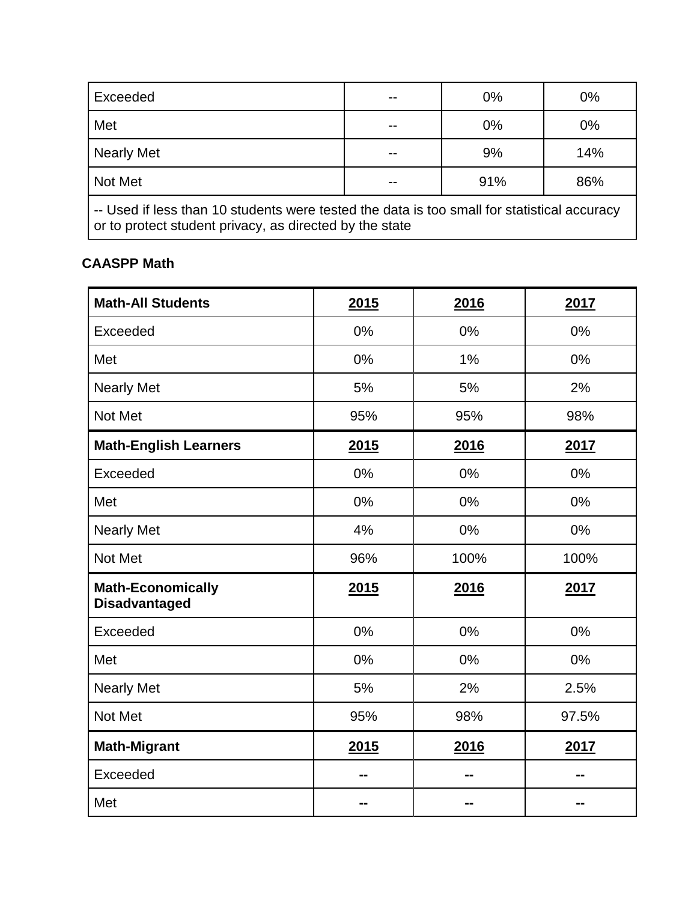| | | | |
|---|---|---|---|
| Exceeded | -- | 0% | 0% |
| Met | -- | 0% | 0% |
| Nearly Met | -- | 9% | 14% |
| Not Met | -- | 91% | 86% |

-- Used if less than 10 students were tested the data is too small for statistical accuracy or to protect student privacy, as directed by the state

**CAASPP Math**

| **Math-All Students** | **2015** | **2016** | **2017** |
|---|---|---|---|
| Exceeded | 0% | 0% | 0% |
| Met | 0% | 1% | 0% |
| Nearly Met | 5% | 5% | 2% |
| Not Met | 95% | 95% | 98% |
| **Math-English Learners** | **2015** | **2016** | **2017** |
| Exceeded | 0% | 0% | 0% |
| Met | 0% | 0% | 0% |
| Nearly Met | 4% | 0% | 0% |
| Not Met | 96% | 100% | 100% |
| **Math-Economically Disadvantaged** | **2015** | **2016** | **2017** |
| Exceeded | 0% | 0% | 0% |
| Met | 0% | 0% | 0% |
| Nearly Met | 5% | 2% | 2.5% |
| Not Met | 95% | 98% | 97.5% |
| **Math-Migrant** | **2015** | **2016** | **2017** |
| Exceeded | -- | -- | -- |
| Met | -- | -- | -- |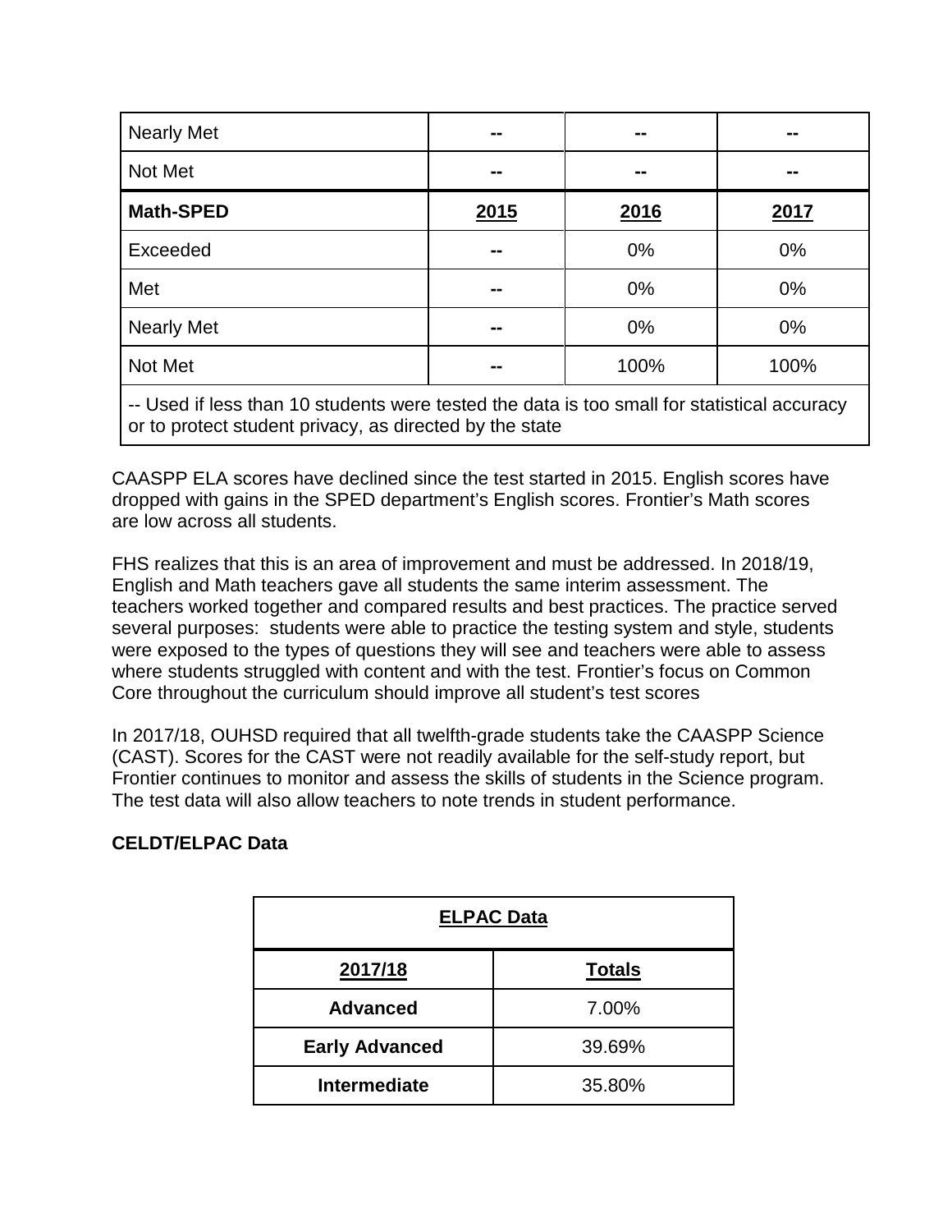| Nearly Met | -- | -- | -- |
|---|---|---|---|
| Not Met | -- | -- | -- |
| **Math-SPED** | **2015** | **2016** | **2017** |
| Exceeded | -- | 0% | 0% |
| Met | -- | 0% | 0% |
| Nearly Met | -- | 0% | 0% |
| Not Met | -- | 100% | 100% |
| -- Used if less than 10 students were tested the data is too small for statistical accuracy or to protect student privacy, as directed by the state | | | |

CAASPP ELA scores have declined since the test started in 2015. English scores have dropped with gains in the SPED department's English scores. Frontier's Math scores are low across all students.

FHS realizes that this is an area of improvement and must be addressed. In 2018/19, English and Math teachers gave all students the same interim assessment. The teachers worked together and compared results and best practices. The practice served several purposes: students were able to practice the testing system and style, students were exposed to the types of questions they will see and teachers were able to assess where students struggled with content and with the test. Frontier's focus on Common Core throughout the curriculum should improve all student's test scores

In 2017/18, OUHSD required that all twelfth-grade students take the CAASPP Science (CAST). Scores for the CAST were not readily available for the self-study report, but Frontier continues to monitor and assess the skills of students in the Science program. The test data will also allow teachers to note trends in student performance.

**CELDT/ELPAC Data**

| **ELPAC Data** | |
|---|---|
| **2017/18** | **Totals** |
| **Advanced** | 7.00% |
| **Early Advanced** | 39.69% |
| **Intermediate** | 35.80% |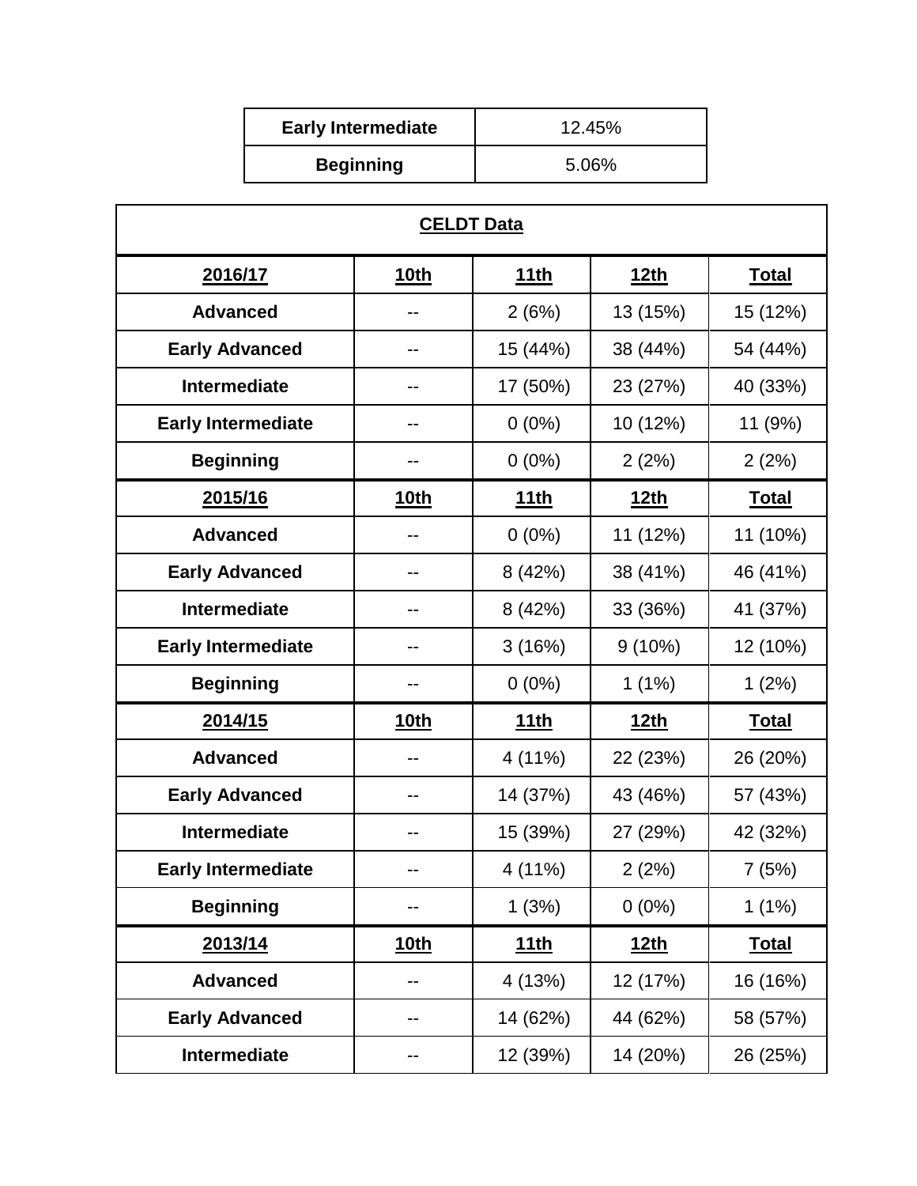| Early Intermediate | 12.45% |
|---|---|
| Beginning | 5.06% |

| CELDT Data | | | | |
|---|---|---|---|---|
| **2016/17** | **10th** | **11th** | **12th** | **Total** |
| **Advanced** | -- | 2 (6%) | 13 (15%) | 15 (12%) |
| **Early Advanced** | -- | 15 (44%) | 38 (44%) | 54 (44%) |
| **Intermediate** | -- | 17 (50%) | 23 (27%) | 40 (33%) |
| **Early Intermediate** | -- | 0 (0%) | 10 (12%) | 11 (9%) |
| **Beginning** | -- | 0 (0%) | 2 (2%) | 2 (2%) |
| **2015/16** | **10th** | **11th** | **12th** | **Total** |
| **Advanced** | -- | 0 (0%) | 11 (12%) | 11 (10%) |
| **Early Advanced** | -- | 8 (42%) | 38 (41%) | 46 (41%) |
| **Intermediate** | -- | 8 (42%) | 33 (36%) | 41 (37%) |
| **Early Intermediate** | -- | 3 (16%) | 9 (10%) | 12 (10%) |
| **Beginning** | -- | 0 (0%) | 1 (1%) | 1 (2%) |
| **2014/15** | **10th** | **11th** | **12th** | **Total** |
| **Advanced** | -- | 4 (11%) | 22 (23%) | 26 (20%) |
| **Early Advanced** | -- | 14 (37%) | 43 (46%) | 57 (43%) |
| **Intermediate** | -- | 15 (39%) | 27 (29%) | 42 (32%) |
| **Early Intermediate** | -- | 4 (11%) | 2 (2%) | 7 (5%) |
| **Beginning** | -- | 1 (3%) | 0 (0%) | 1 (1%) |
| **2013/14** | **10th** | **11th** | **12th** | **Total** |
| **Advanced** | -- | 4 (13%) | 12 (17%) | 16 (16%) |
| **Early Advanced** | -- | 14 (62%) | 44 (62%) | 58 (57%) |
| **Intermediate** | -- | 12 (39%) | 14 (20%) | 26 (25%) |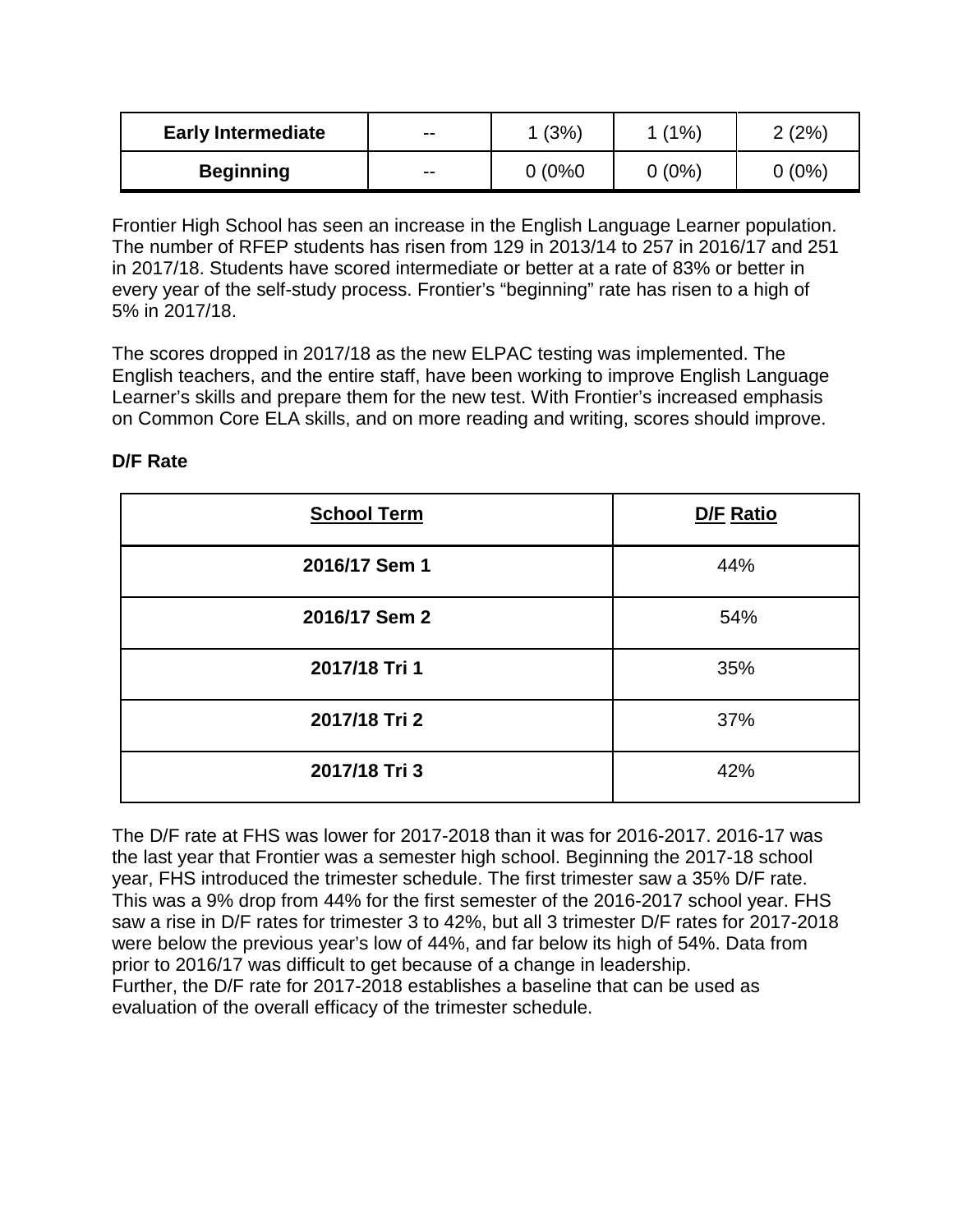| Early Intermediate | -- | 1 (3%) | 1 (1%) | 2 (2%) |
|---|---|---|---|---|
| Beginning | -- | 0 (0%0 | 0 (0%) | 0 (0%) |

Frontier High School has seen an increase in the English Language Learner population. The number of RFEP students has risen from 129 in 2013/14 to 257 in 2016/17 and 251 in 2017/18. Students have scored intermediate or better at a rate of 83% or better in every year of the self-study process. Frontier's "beginning" rate has risen to a high of 5% in 2017/18.

The scores dropped in 2017/18 as the new ELPAC testing was implemented. The English teachers, and the entire staff, have been working to improve English Language Learner's skills and prepare them for the new test. With Frontier's increased emphasis on Common Core ELA skills, and on more reading and writing, scores should improve.

**D/F Rate**

| School Term | D/F Ratio |
|---|---|
| 2016/17 Sem 1 | 44% |
| 2016/17 Sem 2 | 54% |
| 2017/18 Tri 1 | 35% |
| 2017/18 Tri 2 | 37% |
| 2017/18 Tri 3 | 42% |

The D/F rate at FHS was lower for 2017-2018 than it was for 2016-2017. 2016-17 was the last year that Frontier was a semester high school. Beginning the 2017-18 school year, FHS introduced the trimester schedule. The first trimester saw a 35% D/F rate. This was a 9% drop from 44% for the first semester of the 2016-2017 school year. FHS saw a rise in D/F rates for trimester 3 to 42%, but all 3 trimester D/F rates for 2017-2018 were below the previous year's low of 44%, and far below its high of 54%. Data from prior to 2016/17 was difficult to get because of a change in leadership.
Further, the D/F rate for 2017-2018 establishes a baseline that can be used as evaluation of the overall efficacy of the trimester schedule.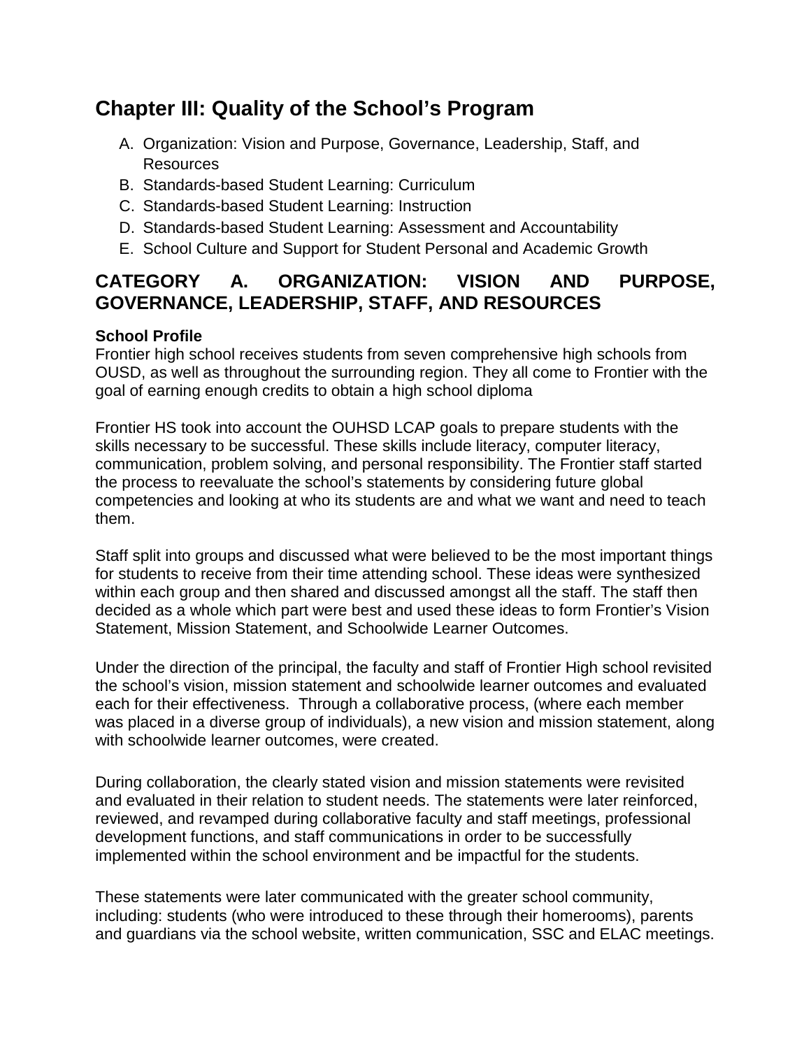# Chapter III: Quality of the School's Program

A. Organization: Vision and Purpose, Governance, Leadership, Staff, and Resources
B. Standards-based Student Learning: Curriculum
C. Standards-based Student Learning: Instruction
D. Standards-based Student Learning: Assessment and Accountability
E. School Culture and Support for Student Personal and Academic Growth

## CATEGORY A. ORGANIZATION: VISION AND PURPOSE, GOVERNANCE, LEADERSHIP, STAFF, AND RESOURCES

**School Profile**
Frontier high school receives students from seven comprehensive high schools from OUSD, as well as throughout the surrounding region. They all come to Frontier with the goal of earning enough credits to obtain a high school diploma

Frontier HS took into account the OUHSD LCAP goals to prepare students with the skills necessary to be successful. These skills include literacy, computer literacy, communication, problem solving, and personal responsibility. The Frontier staff started the process to reevaluate the school's statements by considering future global competencies and looking at who its students are and what we want and need to teach them.

Staff split into groups and discussed what were believed to be the most important things for students to receive from their time attending school. These ideas were synthesized within each group and then shared and discussed amongst all the staff. The staff then decided as a whole which part were best and used these ideas to form Frontier's Vision Statement, Mission Statement, and Schoolwide Learner Outcomes.

Under the direction of the principal, the faculty and staff of Frontier High school revisited the school's vision, mission statement and schoolwide learner outcomes and evaluated each for their effectiveness. Through a collaborative process, (where each member was placed in a diverse group of individuals), a new vision and mission statement, along with schoolwide learner outcomes, were created.

During collaboration, the clearly stated vision and mission statements were revisited and evaluated in their relation to student needs. The statements were later reinforced, reviewed, and revamped during collaborative faculty and staff meetings, professional development functions, and staff communications in order to be successfully implemented within the school environment and be impactful for the students.

These statements were later communicated with the greater school community, including: students (who were introduced to these through their homerooms), parents and guardians via the school website, written communication, SSC and ELAC meetings.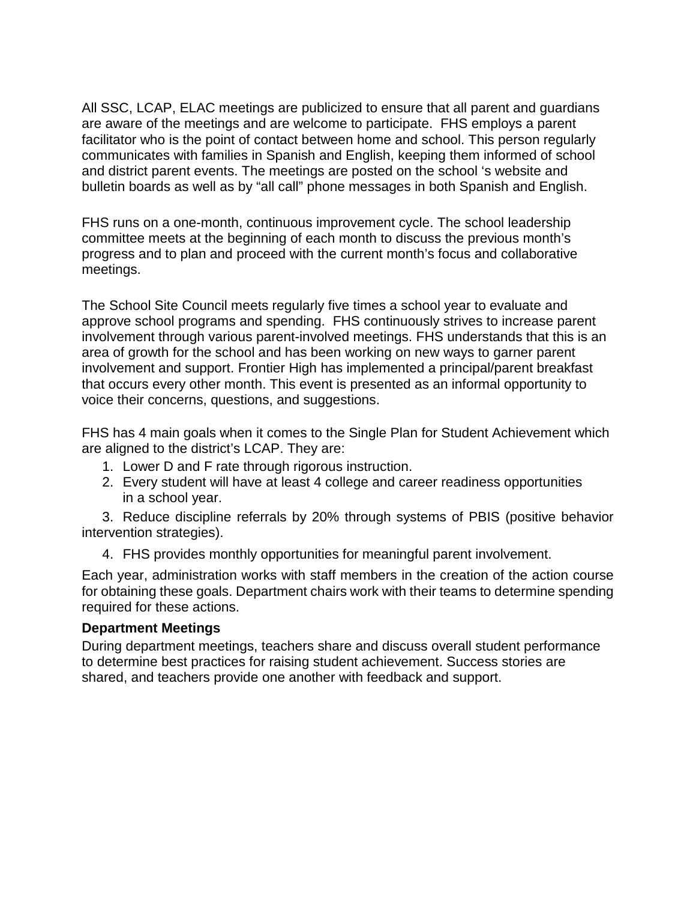All SSC, LCAP, ELAC meetings are publicized to ensure that all parent and guardians are aware of the meetings and are welcome to participate. FHS employs a parent facilitator who is the point of contact between home and school. This person regularly communicates with families in Spanish and English, keeping them informed of school and district parent events. The meetings are posted on the school 's website and bulletin boards as well as by "all call" phone messages in both Spanish and English.

FHS runs on a one-month, continuous improvement cycle. The school leadership committee meets at the beginning of each month to discuss the previous month's progress and to plan and proceed with the current month's focus and collaborative meetings.

The School Site Council meets regularly five times a school year to evaluate and approve school programs and spending. FHS continuously strives to increase parent involvement through various parent-involved meetings. FHS understands that this is an area of growth for the school and has been working on new ways to garner parent involvement and support. Frontier High has implemented a principal/parent breakfast that occurs every other month. This event is presented as an informal opportunity to voice their concerns, questions, and suggestions.

FHS has 4 main goals when it comes to the Single Plan for Student Achievement which are aligned to the district's LCAP. They are:

1. Lower D and F rate through rigorous instruction.
2. Every student will have at least 4 college and career readiness opportunities in a school year.
3. Reduce discipline referrals by 20% through systems of PBIS (positive behavior intervention strategies).
4. FHS provides monthly opportunities for meaningful parent involvement.

Each year, administration works with staff members in the creation of the action course for obtaining these goals. Department chairs work with their teams to determine spending required for these actions.

**Department Meetings**

During department meetings, teachers share and discuss overall student performance to determine best practices for raising student achievement. Success stories are shared, and teachers provide one another with feedback and support.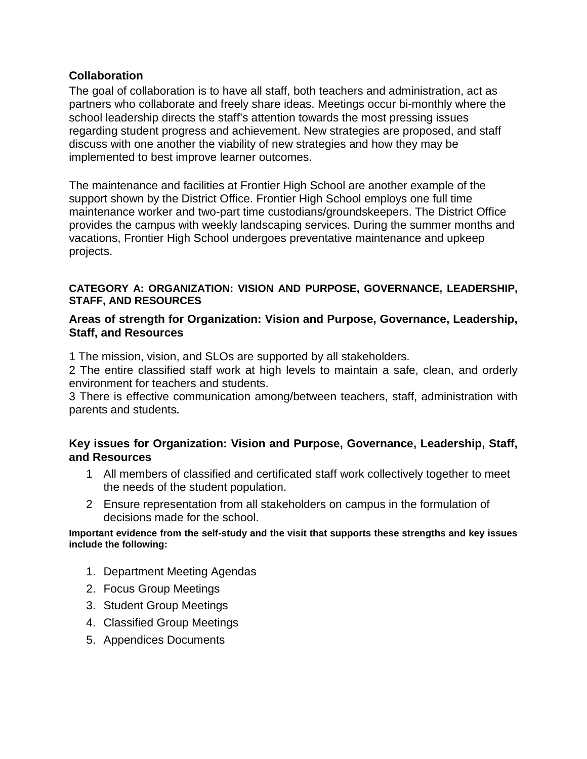**Collaboration**

The goal of collaboration is to have all staff, both teachers and administration, act as partners who collaborate and freely share ideas. Meetings occur bi-monthly where the school leadership directs the staff's attention towards the most pressing issues regarding student progress and achievement. New strategies are proposed, and staff discuss with one another the viability of new strategies and how they may be implemented to best improve learner outcomes.

The maintenance and facilities at Frontier High School are another example of the support shown by the District Office. Frontier High School employs one full time maintenance worker and two-part time custodians/groundskeepers. The District Office provides the campus with weekly landscaping services. During the summer months and vacations, Frontier High School undergoes preventative maintenance and upkeep projects.

**CATEGORY A: ORGANIZATION: VISION AND PURPOSE, GOVERNANCE, LEADERSHIP, STAFF, AND RESOURCES**

### Areas of strength for Organization: Vision and Purpose, Governance, Leadership, Staff, and Resources

1 The mission, vision, and SLOs are supported by all stakeholders.
2 The entire classified staff work at high levels to maintain a safe, clean, and orderly environment for teachers and students.
3 There is effective communication among/between teachers, staff, administration with parents and students.

### Key issues for Organization: Vision and Purpose, Governance, Leadership, Staff, and Resources

1 All members of classified and certificated staff work collectively together to meet the needs of the student population.
2 Ensure representation from all stakeholders on campus in the formulation of decisions made for the school.

**Important evidence from the self-study and the visit that supports these strengths and key issues include the following:**

1. Department Meeting Agendas
2. Focus Group Meetings
3. Student Group Meetings
4. Classified Group Meetings
5. Appendices Documents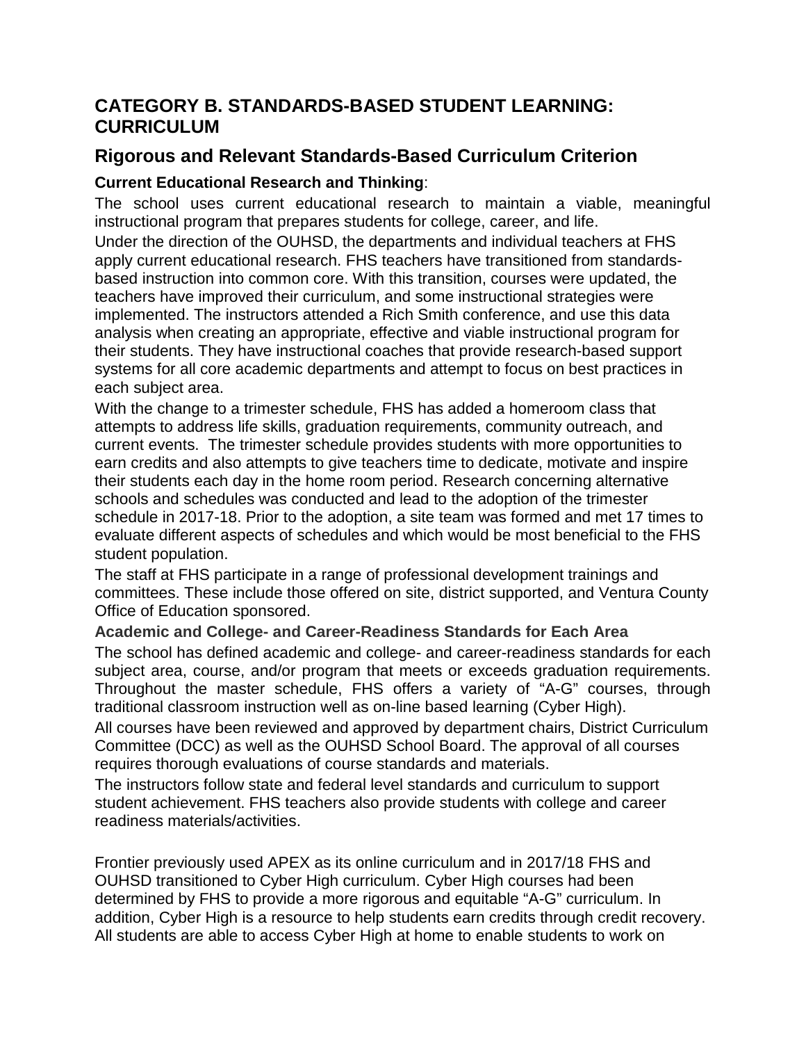## CATEGORY B. STANDARDS-BASED STUDENT LEARNING: CURRICULUM

### Rigorous and Relevant Standards-Based Curriculum Criterion

**Current Educational Research and Thinking**:

The school uses current educational research to maintain a viable, meaningful instructional program that prepares students for college, career, and life.

Under the direction of the OUHSD, the departments and individual teachers at FHS apply current educational research. FHS teachers have transitioned from standards-based instruction into common core. With this transition, courses were updated, the teachers have improved their curriculum, and some instructional strategies were implemented. The instructors attended a Rich Smith conference, and use this data analysis when creating an appropriate, effective and viable instructional program for their students. They have instructional coaches that provide research-based support systems for all core academic departments and attempt to focus on best practices in each subject area.

With the change to a trimester schedule, FHS has added a homeroom class that attempts to address life skills, graduation requirements, community outreach, and current events. The trimester schedule provides students with more opportunities to earn credits and also attempts to give teachers time to dedicate, motivate and inspire their students each day in the home room period. Research concerning alternative schools and schedules was conducted and lead to the adoption of the trimester schedule in 2017-18. Prior to the adoption, a site team was formed and met 17 times to evaluate different aspects of schedules and which would be most beneficial to the FHS student population.

The staff at FHS participate in a range of professional development trainings and committees. These include those offered on site, district supported, and Ventura County Office of Education sponsored.

**Academic and College- and Career-Readiness Standards for Each Area**

The school has defined academic and college- and career-readiness standards for each subject area, course, and/or program that meets or exceeds graduation requirements. Throughout the master schedule, FHS offers a variety of "A-G" courses, through traditional classroom instruction well as on-line based learning (Cyber High).

All courses have been reviewed and approved by department chairs, District Curriculum Committee (DCC) as well as the OUHSD School Board. The approval of all courses requires thorough evaluations of course standards and materials.

The instructors follow state and federal level standards and curriculum to support student achievement. FHS teachers also provide students with college and career readiness materials/activities.

Frontier previously used APEX as its online curriculum and in 2017/18 FHS and OUHSD transitioned to Cyber High curriculum. Cyber High courses had been determined by FHS to provide a more rigorous and equitable "A-G" curriculum. In addition, Cyber High is a resource to help students earn credits through credit recovery. All students are able to access Cyber High at home to enable students to work on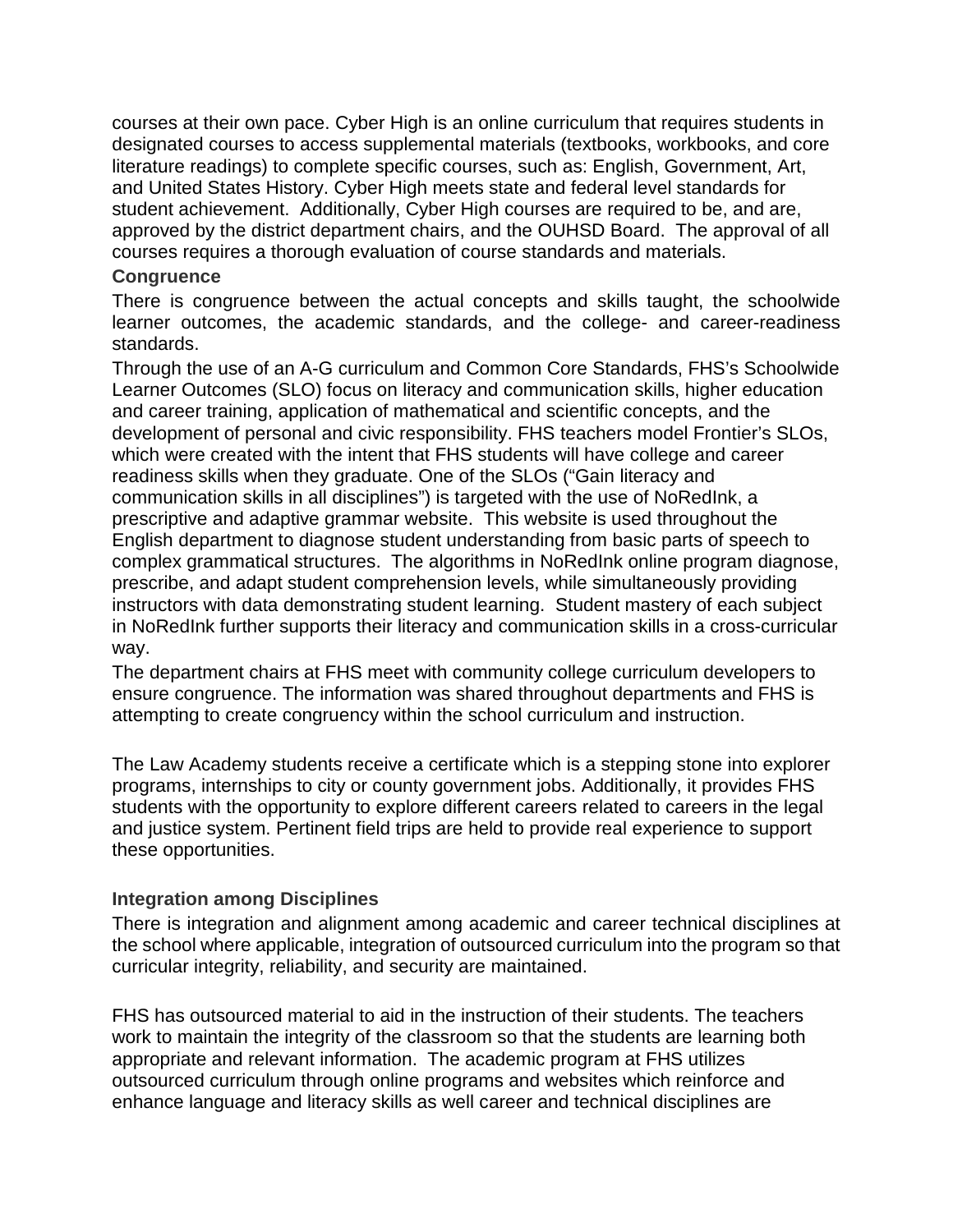courses at their own pace. Cyber High is an online curriculum that requires students in designated courses to access supplemental materials (textbooks, workbooks, and core literature readings) to complete specific courses, such as: English, Government, Art, and United States History. Cyber High meets state and federal level standards for student achievement. Additionally, Cyber High courses are required to be, and are, approved by the district department chairs, and the OUHSD Board. The approval of all courses requires a thorough evaluation of course standards and materials.

**Congruence**

There is congruence between the actual concepts and skills taught, the schoolwide learner outcomes, the academic standards, and the college- and career-readiness standards.

Through the use of an A-G curriculum and Common Core Standards, FHS's Schoolwide Learner Outcomes (SLO) focus on literacy and communication skills, higher education and career training, application of mathematical and scientific concepts, and the development of personal and civic responsibility. FHS teachers model Frontier's SLOs, which were created with the intent that FHS students will have college and career readiness skills when they graduate. One of the SLOs ("Gain literacy and communication skills in all disciplines") is targeted with the use of NoRedInk, a prescriptive and adaptive grammar website. This website is used throughout the English department to diagnose student understanding from basic parts of speech to complex grammatical structures. The algorithms in NoRedInk online program diagnose, prescribe, and adapt student comprehension levels, while simultaneously providing instructors with data demonstrating student learning. Student mastery of each subject in NoRedInk further supports their literacy and communication skills in a cross-curricular way.

The department chairs at FHS meet with community college curriculum developers to ensure congruence. The information was shared throughout departments and FHS is attempting to create congruency within the school curriculum and instruction.

The Law Academy students receive a certificate which is a stepping stone into explorer programs, internships to city or county government jobs. Additionally, it provides FHS students with the opportunity to explore different careers related to careers in the legal and justice system. Pertinent field trips are held to provide real experience to support these opportunities.

**Integration among Disciplines**

There is integration and alignment among academic and career technical disciplines at the school where applicable, integration of outsourced curriculum into the program so that curricular integrity, reliability, and security are maintained.

FHS has outsourced material to aid in the instruction of their students. The teachers work to maintain the integrity of the classroom so that the students are learning both appropriate and relevant information. The academic program at FHS utilizes outsourced curriculum through online programs and websites which reinforce and enhance language and literacy skills as well career and technical disciplines are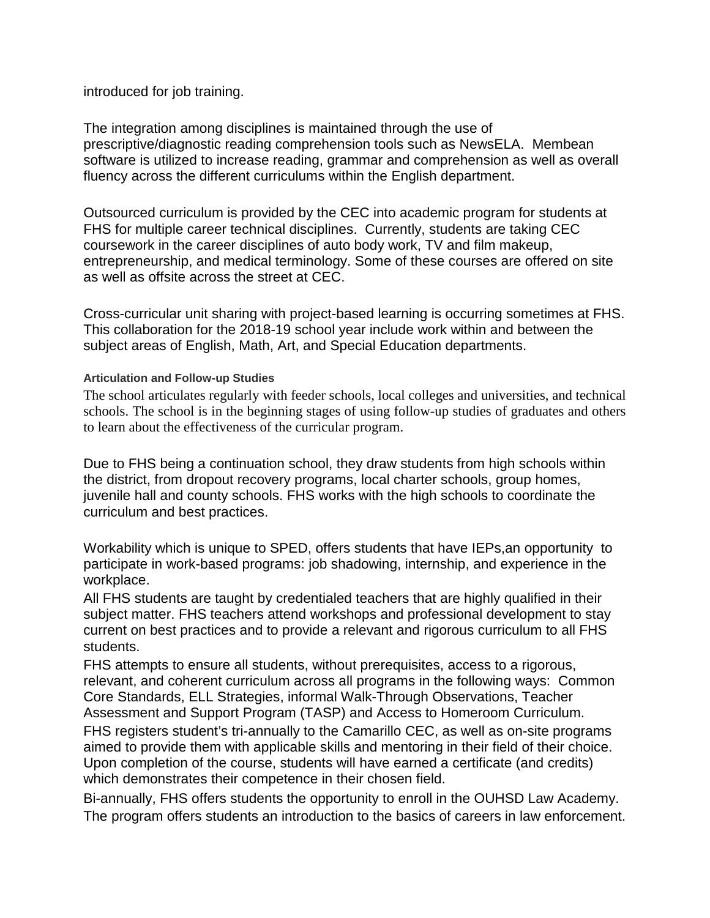introduced for job training.

The integration among disciplines is maintained through the use of prescriptive/diagnostic reading comprehension tools such as NewsELA. Membean software is utilized to increase reading, grammar and comprehension as well as overall fluency across the different curriculums within the English department.

Outsourced curriculum is provided by the CEC into academic program for students at FHS for multiple career technical disciplines. Currently, students are taking CEC coursework in the career disciplines of auto body work, TV and film makeup, entrepreneurship, and medical terminology. Some of these courses are offered on site as well as offsite across the street at CEC.

Cross-curricular unit sharing with project-based learning is occurring sometimes at FHS. This collaboration for the 2018-19 school year include work within and between the subject areas of English, Math, Art, and Special Education departments.

#### Articulation and Follow-up Studies

The school articulates regularly with feeder schools, local colleges and universities, and technical schools. The school is in the beginning stages of using follow-up studies of graduates and others to learn about the effectiveness of the curricular program.

Due to FHS being a continuation school, they draw students from high schools within the district, from dropout recovery programs, local charter schools, group homes, juvenile hall and county schools. FHS works with the high schools to coordinate the curriculum and best practices.

Workability which is unique to SPED, offers students that have IEPs,an opportunity to participate in work-based programs: job shadowing, internship, and experience in the workplace.

All FHS students are taught by credentialed teachers that are highly qualified in their subject matter. FHS teachers attend workshops and professional development to stay current on best practices and to provide a relevant and rigorous curriculum to all FHS students.

FHS attempts to ensure all students, without prerequisites, access to a rigorous, relevant, and coherent curriculum across all programs in the following ways: Common Core Standards, ELL Strategies, informal Walk-Through Observations, Teacher Assessment and Support Program (TASP) and Access to Homeroom Curriculum.

FHS registers student's tri-annually to the Camarillo CEC, as well as on-site programs aimed to provide them with applicable skills and mentoring in their field of their choice. Upon completion of the course, students will have earned a certificate (and credits) which demonstrates their competence in their chosen field.

Bi-annually, FHS offers students the opportunity to enroll in the OUHSD Law Academy. The program offers students an introduction to the basics of careers in law enforcement.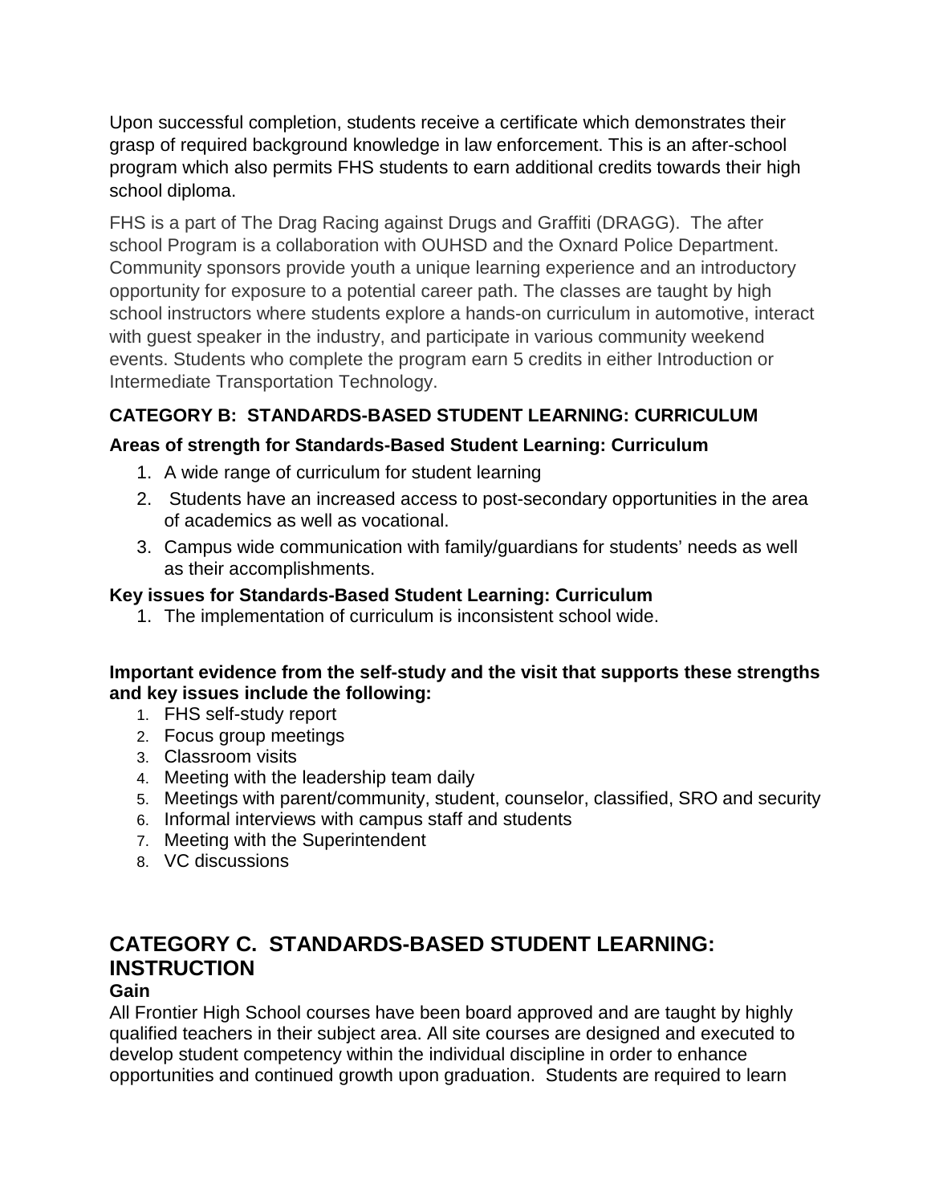Upon successful completion, students receive a certificate which demonstrates their grasp of required background knowledge in law enforcement. This is an after-school program which also permits FHS students to earn additional credits towards their high school diploma.

FHS is a part of The Drag Racing against Drugs and Graffiti (DRAGG). The after school Program is a collaboration with OUHSD and the Oxnard Police Department. Community sponsors provide youth a unique learning experience and an introductory opportunity for exposure to a potential career path. The classes are taught by high school instructors where students explore a hands-on curriculum in automotive, interact with guest speaker in the industry, and participate in various community weekend events. Students who complete the program earn 5 credits in either Introduction or Intermediate Transportation Technology.

**CATEGORY B: STANDARDS-BASED STUDENT LEARNING: CURRICULUM**

**Areas of strength for Standards-Based Student Learning: Curriculum**

1. A wide range of curriculum for student learning
2. Students have an increased access to post-secondary opportunities in the area of academics as well as vocational.
3. Campus wide communication with family/guardians for students' needs as well as their accomplishments.

**Key issues for Standards-Based Student Learning: Curriculum**

1. The implementation of curriculum is inconsistent school wide.

**Important evidence from the self-study and the visit that supports these strengths and key issues include the following:**

1. FHS self-study report
2. Focus group meetings
3. Classroom visits
4. Meeting with the leadership team daily
5. Meetings with parent/community, student, counselor, classified, SRO and security
6. Informal interviews with campus staff and students
7. Meeting with the Superintendent
8. VC discussions

## CATEGORY C. STANDARDS-BASED STUDENT LEARNING: INSTRUCTION

**Gain**

All Frontier High School courses have been board approved and are taught by highly qualified teachers in their subject area. All site courses are designed and executed to develop student competency within the individual discipline in order to enhance opportunities and continued growth upon graduation. Students are required to learn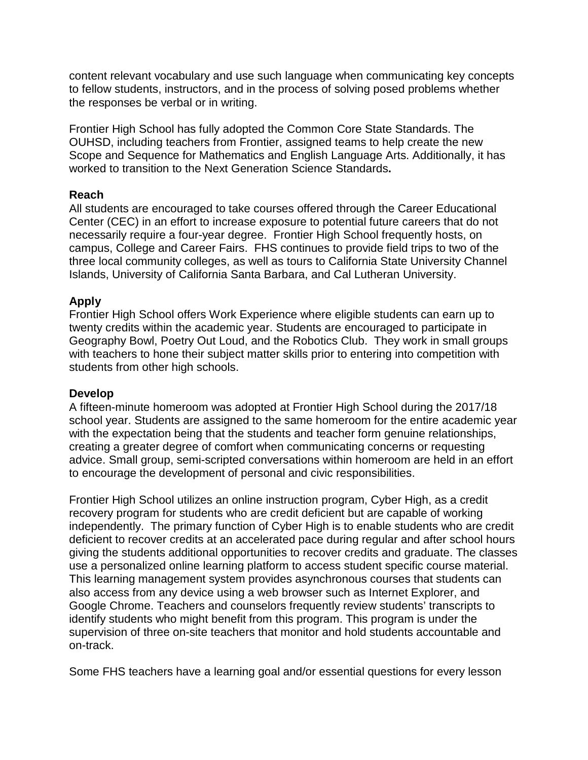content relevant vocabulary and use such language when communicating key concepts to fellow students, instructors, and in the process of solving posed problems whether the responses be verbal or in writing.

Frontier High School has fully adopted the Common Core State Standards. The OUHSD, including teachers from Frontier, assigned teams to help create the new Scope and Sequence for Mathematics and English Language Arts. Additionally, it has worked to transition to the Next Generation Science Standards**.**

**Reach**

All students are encouraged to take courses offered through the Career Educational Center (CEC) in an effort to increase exposure to potential future careers that do not necessarily require a four-year degree. Frontier High School frequently hosts, on campus, College and Career Fairs. FHS continues to provide field trips to two of the three local community colleges, as well as tours to California State University Channel Islands, University of California Santa Barbara, and Cal Lutheran University.

**Apply**

Frontier High School offers Work Experience where eligible students can earn up to twenty credits within the academic year. Students are encouraged to participate in Geography Bowl, Poetry Out Loud, and the Robotics Club. They work in small groups with teachers to hone their subject matter skills prior to entering into competition with students from other high schools.

**Develop**

A fifteen-minute homeroom was adopted at Frontier High School during the 2017/18 school year. Students are assigned to the same homeroom for the entire academic year with the expectation being that the students and teacher form genuine relationships, creating a greater degree of comfort when communicating concerns or requesting advice. Small group, semi-scripted conversations within homeroom are held in an effort to encourage the development of personal and civic responsibilities.

Frontier High School utilizes an online instruction program, Cyber High, as a credit recovery program for students who are credit deficient but are capable of working independently. The primary function of Cyber High is to enable students who are credit deficient to recover credits at an accelerated pace during regular and after school hours giving the students additional opportunities to recover credits and graduate. The classes use a personalized online learning platform to access student specific course material. This learning management system provides asynchronous courses that students can also access from any device using a web browser such as Internet Explorer, and Google Chrome. Teachers and counselors frequently review students' transcripts to identify students who might benefit from this program. This program is under the supervision of three on-site teachers that monitor and hold students accountable and on-track.

Some FHS teachers have a learning goal and/or essential questions for every lesson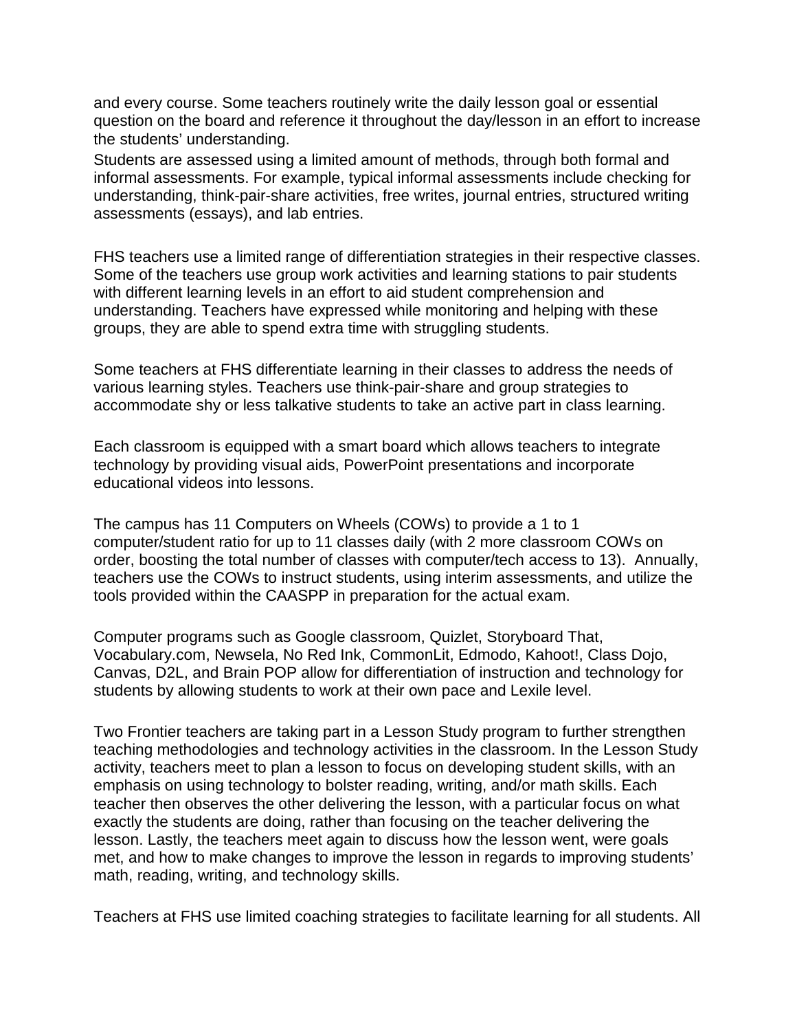and every course. Some teachers routinely write the daily lesson goal or essential question on the board and reference it throughout the day/lesson in an effort to increase the students' understanding.

Students are assessed using a limited amount of methods, through both formal and informal assessments. For example, typical informal assessments include checking for understanding, think-pair-share activities, free writes, journal entries, structured writing assessments (essays), and lab entries.

FHS teachers use a limited range of differentiation strategies in their respective classes. Some of the teachers use group work activities and learning stations to pair students with different learning levels in an effort to aid student comprehension and understanding. Teachers have expressed while monitoring and helping with these groups, they are able to spend extra time with struggling students.

Some teachers at FHS differentiate learning in their classes to address the needs of various learning styles. Teachers use think-pair-share and group strategies to accommodate shy or less talkative students to take an active part in class learning.

Each classroom is equipped with a smart board which allows teachers to integrate technology by providing visual aids, PowerPoint presentations and incorporate educational videos into lessons.

The campus has 11 Computers on Wheels (COWs) to provide a 1 to 1 computer/student ratio for up to 11 classes daily (with 2 more classroom COWs on order, boosting the total number of classes with computer/tech access to 13). Annually, teachers use the COWs to instruct students, using interim assessments, and utilize the tools provided within the CAASPP in preparation for the actual exam.

Computer programs such as Google classroom, Quizlet, Storyboard That, Vocabulary.com, Newsela, No Red Ink, CommonLit, Edmodo, Kahoot!, Class Dojo, Canvas, D2L, and Brain POP allow for differentiation of instruction and technology for students by allowing students to work at their own pace and Lexile level.

Two Frontier teachers are taking part in a Lesson Study program to further strengthen teaching methodologies and technology activities in the classroom. In the Lesson Study activity, teachers meet to plan a lesson to focus on developing student skills, with an emphasis on using technology to bolster reading, writing, and/or math skills. Each teacher then observes the other delivering the lesson, with a particular focus on what exactly the students are doing, rather than focusing on the teacher delivering the lesson. Lastly, the teachers meet again to discuss how the lesson went, were goals met, and how to make changes to improve the lesson in regards to improving students' math, reading, writing, and technology skills.

Teachers at FHS use limited coaching strategies to facilitate learning for all students. All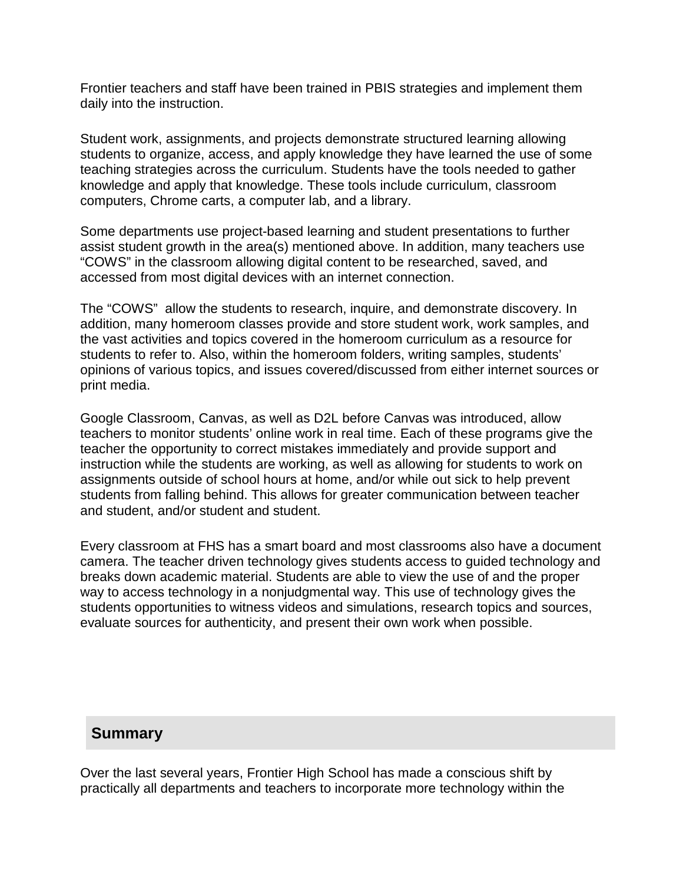Frontier teachers and staff have been trained in PBIS strategies and implement them daily into the instruction.

Student work, assignments, and projects demonstrate structured learning allowing students to organize, access, and apply knowledge they have learned the use of some teaching strategies across the curriculum. Students have the tools needed to gather knowledge and apply that knowledge. These tools include curriculum, classroom computers, Chrome carts, a computer lab, and a library.

Some departments use project-based learning and student presentations to further assist student growth in the area(s) mentioned above. In addition, many teachers use “COWS” in the classroom allowing digital content to be researched, saved, and accessed from most digital devices with an internet connection.

The “COWS” allow the students to research, inquire, and demonstrate discovery. In addition, many homeroom classes provide and store student work, work samples, and the vast activities and topics covered in the homeroom curriculum as a resource for students to refer to. Also, within the homeroom folders, writing samples, students’ opinions of various topics, and issues covered/discussed from either internet sources or print media.

Google Classroom, Canvas, as well as D2L before Canvas was introduced, allow teachers to monitor students’ online work in real time. Each of these programs give the teacher the opportunity to correct mistakes immediately and provide support and instruction while the students are working, as well as allowing for students to work on assignments outside of school hours at home, and/or while out sick to help prevent students from falling behind. This allows for greater communication between teacher and student, and/or student and student.

Every classroom at FHS has a smart board and most classrooms also have a document camera. The teacher driven technology gives students access to guided technology and breaks down academic material. Students are able to view the use of and the proper way to access technology in a nonjudgmental way. This use of technology gives the students opportunities to witness videos and simulations, research topics and sources, evaluate sources for authenticity, and present their own work when possible.

## Summary

Over the last several years, Frontier High School has made a conscious shift by practically all departments and teachers to incorporate more technology within the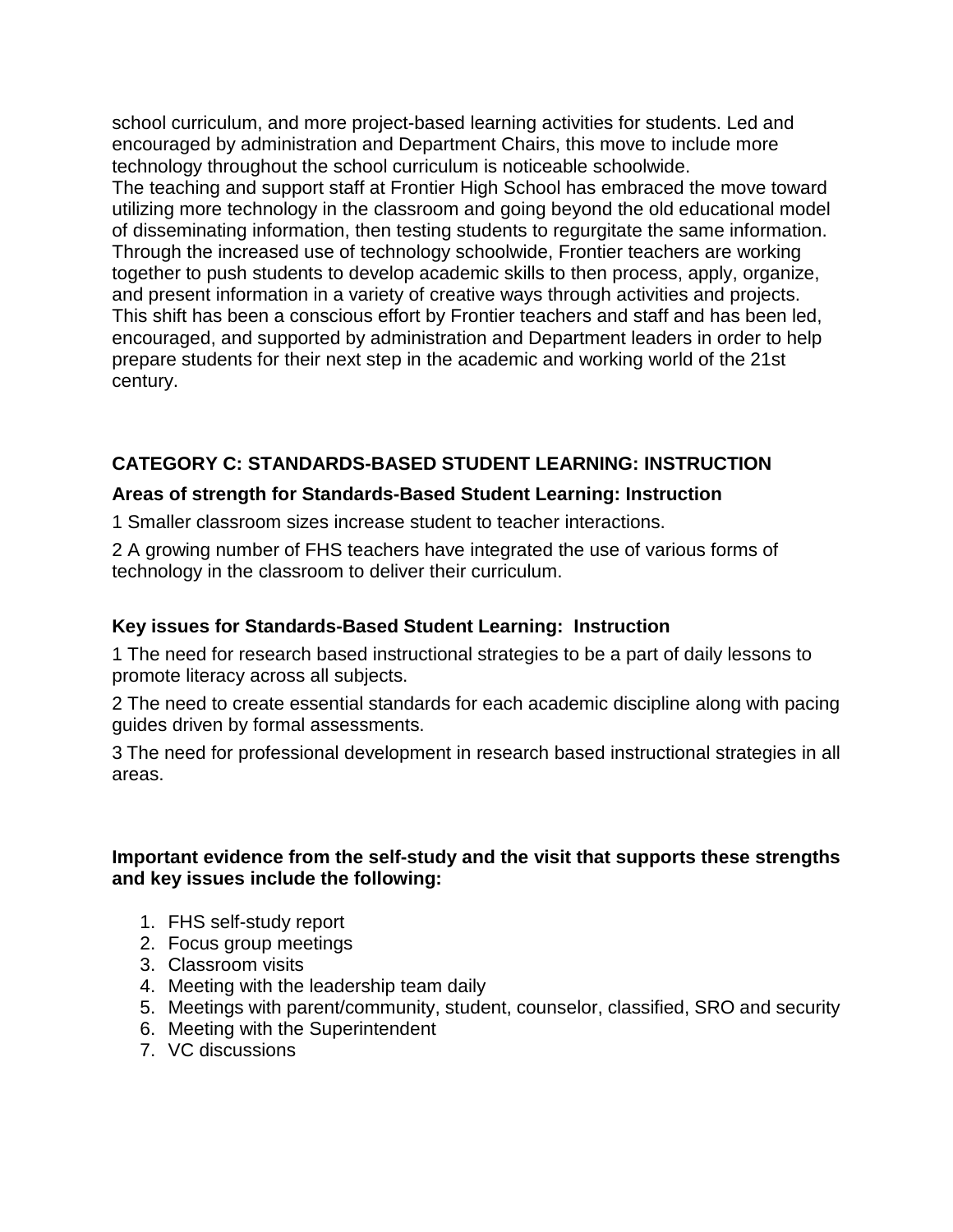school curriculum, and more project-based learning activities for students. Led and encouraged by administration and Department Chairs, this move to include more technology throughout the school curriculum is noticeable schoolwide.
The teaching and support staff at Frontier High School has embraced the move toward utilizing more technology in the classroom and going beyond the old educational model of disseminating information, then testing students to regurgitate the same information. Through the increased use of technology schoolwide, Frontier teachers are working together to push students to develop academic skills to then process, apply, organize, and present information in a variety of creative ways through activities and projects. This shift has been a conscious effort by Frontier teachers and staff and has been led, encouraged, and supported by administration and Department leaders in order to help prepare students for their next step in the academic and working world of the 21st century.

## CATEGORY C: STANDARDS-BASED STUDENT LEARNING: INSTRUCTION

### Areas of strength for Standards-Based Student Learning: Instruction

1 Smaller classroom sizes increase student to teacher interactions.

2 A growing number of FHS teachers have integrated the use of various forms of technology in the classroom to deliver their curriculum.

### Key issues for Standards-Based Student Learning: Instruction

1 The need for research based instructional strategies to be a part of daily lessons to promote literacy across all subjects.

2 The need to create essential standards for each academic discipline along with pacing guides driven by formal assessments.

3 The need for professional development in research based instructional strategies in all areas.

**Important evidence from the self-study and the visit that supports these strengths and key issues include the following:**

1. FHS self-study report
2. Focus group meetings
3. Classroom visits
4. Meeting with the leadership team daily
5. Meetings with parent/community, student, counselor, classified, SRO and security
6. Meeting with the Superintendent
7. VC discussions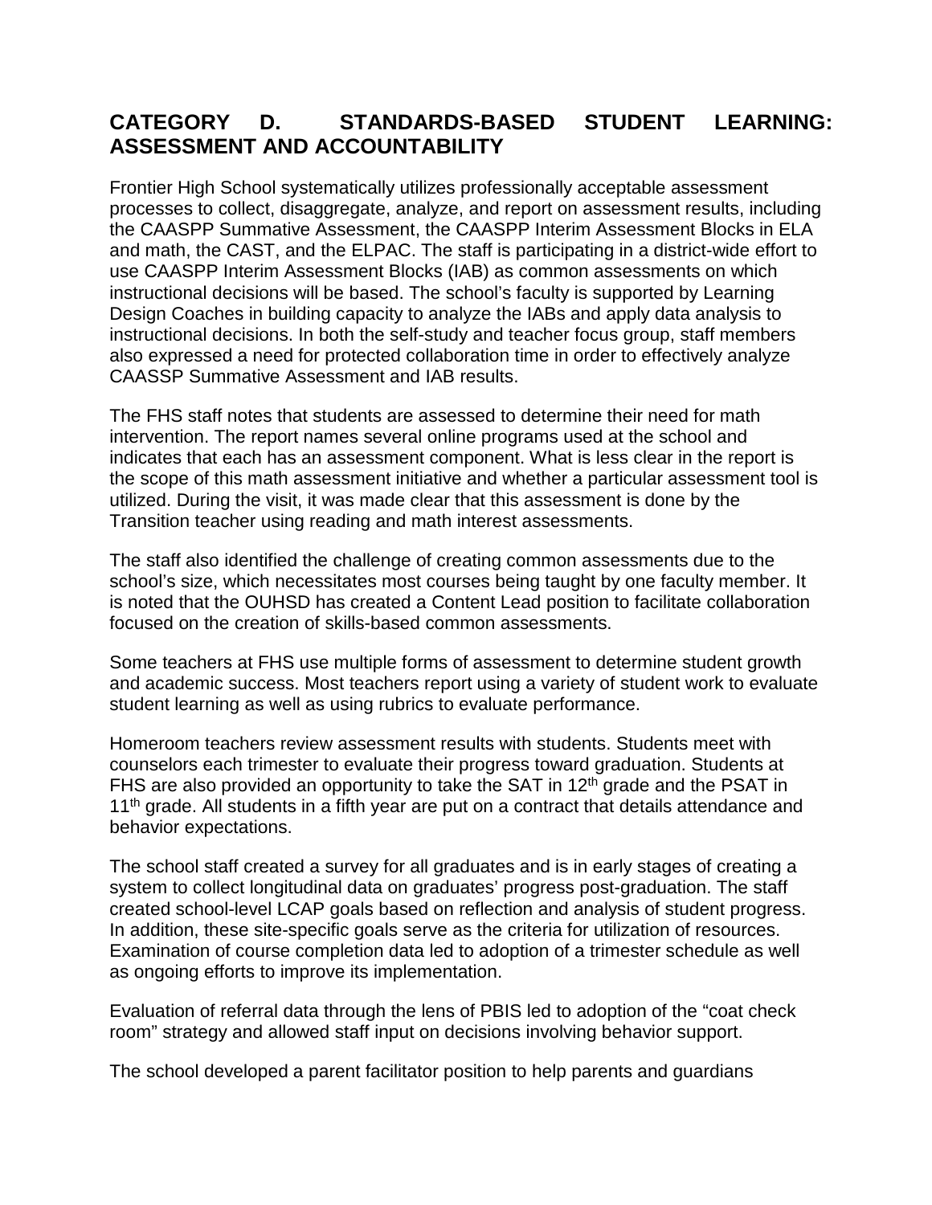## CATEGORY D. STANDARDS-BASED STUDENT LEARNING: ASSESSMENT AND ACCOUNTABILITY

Frontier High School systematically utilizes professionally acceptable assessment processes to collect, disaggregate, analyze, and report on assessment results, including the CAASPP Summative Assessment, the CAASPP Interim Assessment Blocks in ELA and math, the CAST, and the ELPAC. The staff is participating in a district-wide effort to use CAASPP Interim Assessment Blocks (IAB) as common assessments on which instructional decisions will be based. The school's faculty is supported by Learning Design Coaches in building capacity to analyze the IABs and apply data analysis to instructional decisions. In both the self-study and teacher focus group, staff members also expressed a need for protected collaboration time in order to effectively analyze CAASSP Summative Assessment and IAB results.

The FHS staff notes that students are assessed to determine their need for math intervention. The report names several online programs used at the school and indicates that each has an assessment component. What is less clear in the report is the scope of this math assessment initiative and whether a particular assessment tool is utilized. During the visit, it was made clear that this assessment is done by the Transition teacher using reading and math interest assessments.

The staff also identified the challenge of creating common assessments due to the school's size, which necessitates most courses being taught by one faculty member. It is noted that the OUHSD has created a Content Lead position to facilitate collaboration focused on the creation of skills-based common assessments.

Some teachers at FHS use multiple forms of assessment to determine student growth and academic success. Most teachers report using a variety of student work to evaluate student learning as well as using rubrics to evaluate performance.

Homeroom teachers review assessment results with students. Students meet with counselors each trimester to evaluate their progress toward graduation. Students at FHS are also provided an opportunity to take the SAT in 12th grade and the PSAT in 11th grade. All students in a fifth year are put on a contract that details attendance and behavior expectations.

The school staff created a survey for all graduates and is in early stages of creating a system to collect longitudinal data on graduates' progress post-graduation. The staff created school-level LCAP goals based on reflection and analysis of student progress. In addition, these site-specific goals serve as the criteria for utilization of resources. Examination of course completion data led to adoption of a trimester schedule as well as ongoing efforts to improve its implementation.

Evaluation of referral data through the lens of PBIS led to adoption of the "coat check room" strategy and allowed staff input on decisions involving behavior support.

The school developed a parent facilitator position to help parents and guardians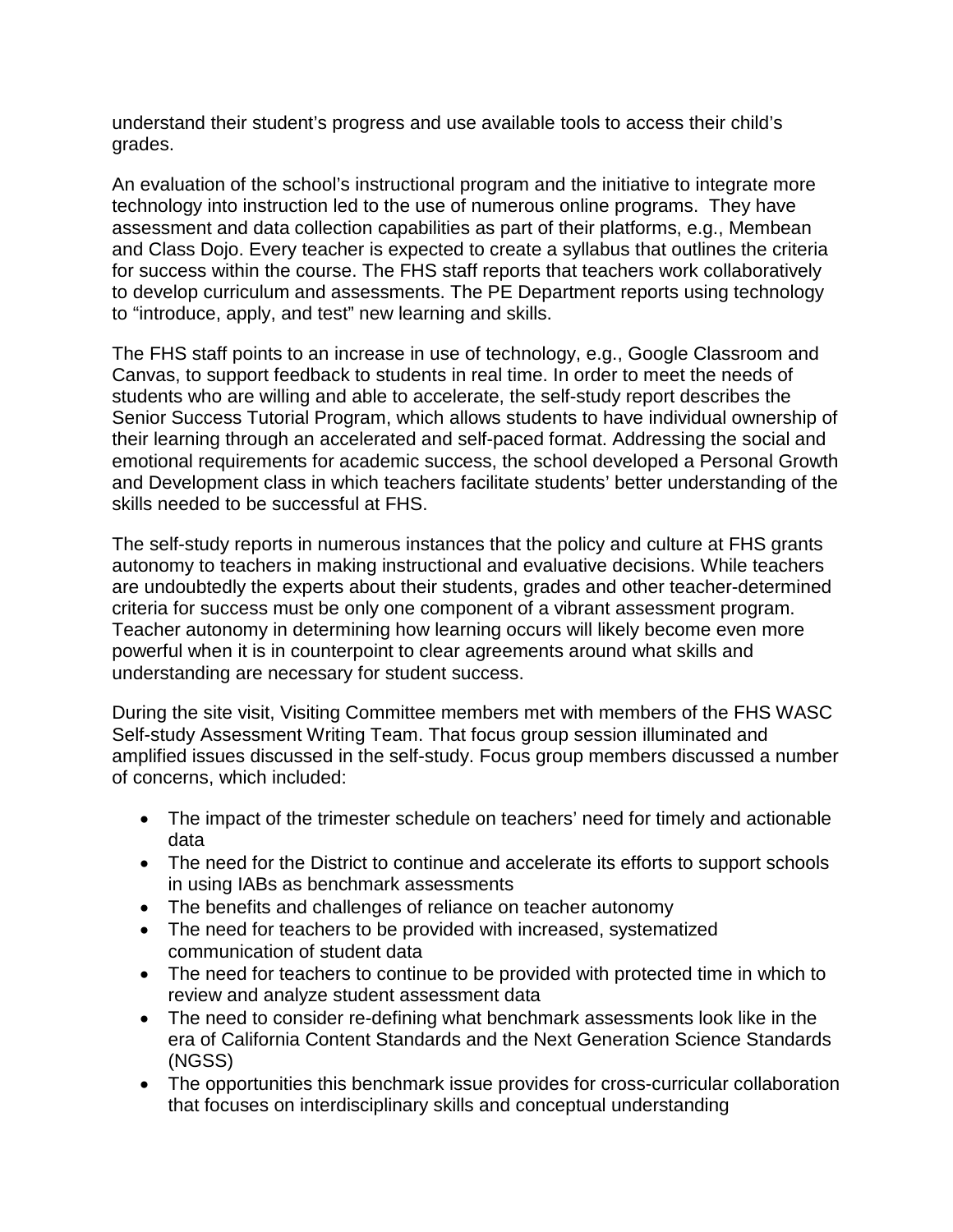understand their student's progress and use available tools to access their child's grades.

An evaluation of the school's instructional program and the initiative to integrate more technology into instruction led to the use of numerous online programs. They have assessment and data collection capabilities as part of their platforms, e.g., Membean and Class Dojo. Every teacher is expected to create a syllabus that outlines the criteria for success within the course. The FHS staff reports that teachers work collaboratively to develop curriculum and assessments. The PE Department reports using technology to "introduce, apply, and test" new learning and skills.

The FHS staff points to an increase in use of technology, e.g., Google Classroom and Canvas, to support feedback to students in real time. In order to meet the needs of students who are willing and able to accelerate, the self-study report describes the Senior Success Tutorial Program, which allows students to have individual ownership of their learning through an accelerated and self-paced format. Addressing the social and emotional requirements for academic success, the school developed a Personal Growth and Development class in which teachers facilitate students' better understanding of the skills needed to be successful at FHS.

The self-study reports in numerous instances that the policy and culture at FHS grants autonomy to teachers in making instructional and evaluative decisions. While teachers are undoubtedly the experts about their students, grades and other teacher-determined criteria for success must be only one component of a vibrant assessment program. Teacher autonomy in determining how learning occurs will likely become even more powerful when it is in counterpoint to clear agreements around what skills and understanding are necessary for student success.

During the site visit, Visiting Committee members met with members of the FHS WASC Self-study Assessment Writing Team. That focus group session illuminated and amplified issues discussed in the self-study. Focus group members discussed a number of concerns, which included:

- The impact of the trimester schedule on teachers' need for timely and actionable data
- The need for the District to continue and accelerate its efforts to support schools in using IABs as benchmark assessments
- The benefits and challenges of reliance on teacher autonomy
- The need for teachers to be provided with increased, systematized communication of student data
- The need for teachers to continue to be provided with protected time in which to review and analyze student assessment data
- The need to consider re-defining what benchmark assessments look like in the era of California Content Standards and the Next Generation Science Standards (NGSS)
- The opportunities this benchmark issue provides for cross-curricular collaboration that focuses on interdisciplinary skills and conceptual understanding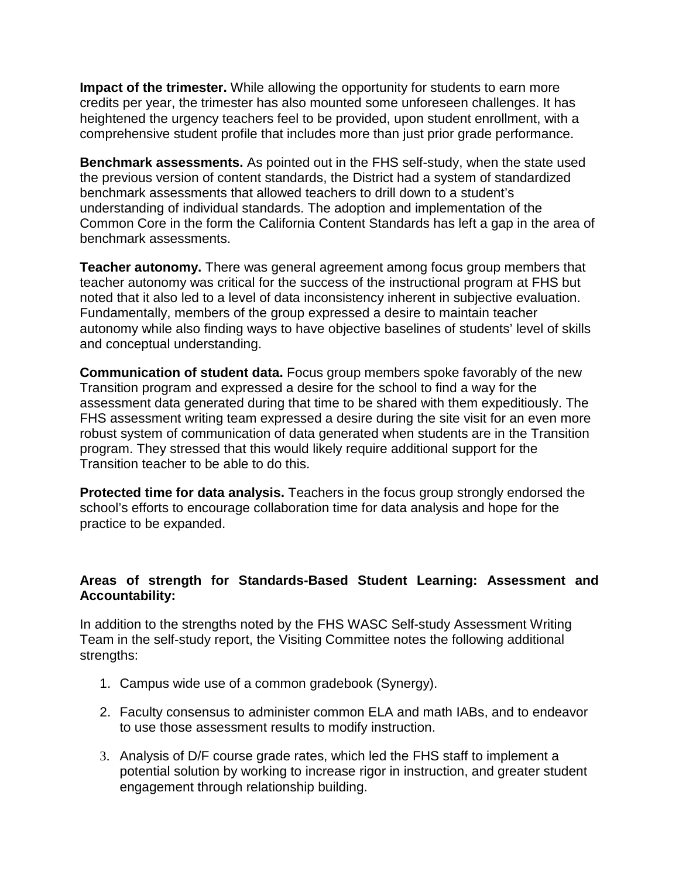**Impact of the trimester.** While allowing the opportunity for students to earn more credits per year, the trimester has also mounted some unforeseen challenges. It has heightened the urgency teachers feel to be provided, upon student enrollment, with a comprehensive student profile that includes more than just prior grade performance.

**Benchmark assessments.** As pointed out in the FHS self-study, when the state used the previous version of content standards, the District had a system of standardized benchmark assessments that allowed teachers to drill down to a student's understanding of individual standards. The adoption and implementation of the Common Core in the form the California Content Standards has left a gap in the area of benchmark assessments.

**Teacher autonomy.** There was general agreement among focus group members that teacher autonomy was critical for the success of the instructional program at FHS but noted that it also led to a level of data inconsistency inherent in subjective evaluation. Fundamentally, members of the group expressed a desire to maintain teacher autonomy while also finding ways to have objective baselines of students' level of skills and conceptual understanding.

**Communication of student data.** Focus group members spoke favorably of the new Transition program and expressed a desire for the school to find a way for the assessment data generated during that time to be shared with them expeditiously. The FHS assessment writing team expressed a desire during the site visit for an even more robust system of communication of data generated when students are in the Transition program. They stressed that this would likely require additional support for the Transition teacher to be able to do this.

**Protected time for data analysis.** Teachers in the focus group strongly endorsed the school's efforts to encourage collaboration time for data analysis and hope for the practice to be expanded.

**Areas of strength for Standards-Based Student Learning: Assessment and Accountability:**

In addition to the strengths noted by the FHS WASC Self-study Assessment Writing Team in the self-study report, the Visiting Committee notes the following additional strengths:

1. Campus wide use of a common gradebook (Synergy).
2. Faculty consensus to administer common ELA and math IABs, and to endeavor to use those assessment results to modify instruction.
3. Analysis of D/F course grade rates, which led the FHS staff to implement a potential solution by working to increase rigor in instruction, and greater student engagement through relationship building.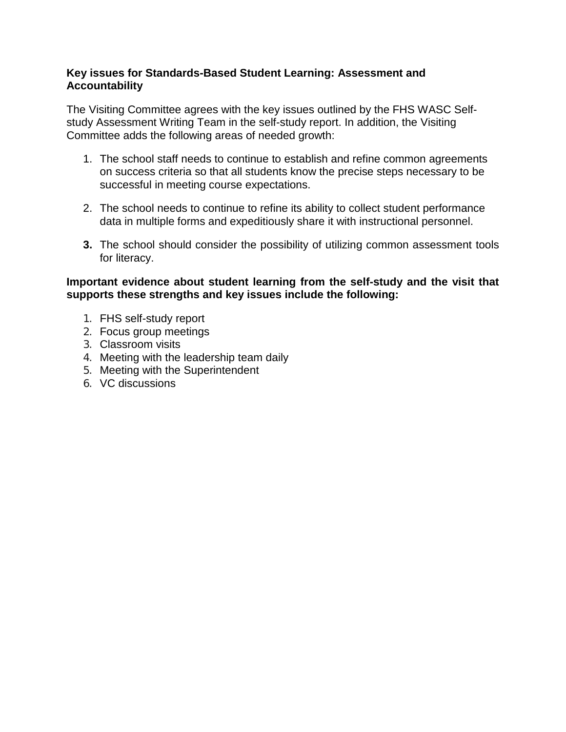**Key issues for Standards-Based Student Learning: Assessment and Accountability**

The Visiting Committee agrees with the key issues outlined by the FHS WASC Self-study Assessment Writing Team in the self-study report. In addition, the Visiting Committee adds the following areas of needed growth:

1. The school staff needs to continue to establish and refine common agreements on success criteria so that all students know the precise steps necessary to be successful in meeting course expectations.

2. The school needs to continue to refine its ability to collect student performance data in multiple forms and expeditiously share it with instructional personnel.

3. The school should consider the possibility of utilizing common assessment tools for literacy.

**Important evidence about student learning from the self-study and the visit that supports these strengths and key issues include the following:**

1. FHS self-study report
2. Focus group meetings
3. Classroom visits
4. Meeting with the leadership team daily
5. Meeting with the Superintendent
6. VC discussions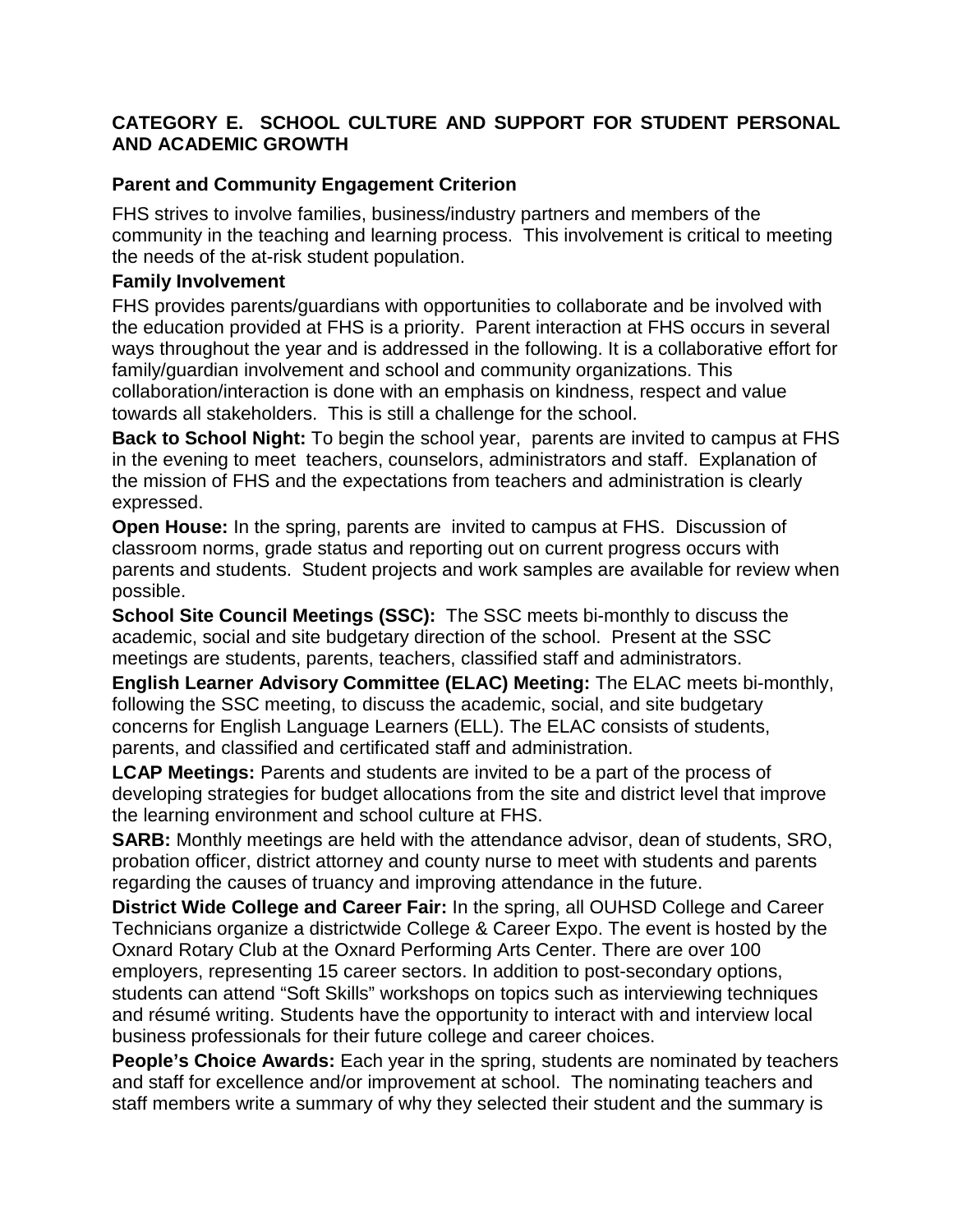## CATEGORY E. SCHOOL CULTURE AND SUPPORT FOR STUDENT PERSONAL AND ACADEMIC GROWTH

### Parent and Community Engagement Criterion

FHS strives to involve families, business/industry partners and members of the community in the teaching and learning process. This involvement is critical to meeting the needs of the at-risk student population.

#### Family Involvement

FHS provides parents/guardians with opportunities to collaborate and be involved with the education provided at FHS is a priority. Parent interaction at FHS occurs in several ways throughout the year and is addressed in the following. It is a collaborative effort for family/guardian involvement and school and community organizations. This collaboration/interaction is done with an emphasis on kindness, respect and value towards all stakeholders. This is still a challenge for the school.

**Back to School Night:** To begin the school year, parents are invited to campus at FHS in the evening to meet teachers, counselors, administrators and staff. Explanation of the mission of FHS and the expectations from teachers and administration is clearly expressed.

**Open House:** In the spring, parents are invited to campus at FHS. Discussion of classroom norms, grade status and reporting out on current progress occurs with parents and students. Student projects and work samples are available for review when possible.

**School Site Council Meetings (SSC):** The SSC meets bi-monthly to discuss the academic, social and site budgetary direction of the school. Present at the SSC meetings are students, parents, teachers, classified staff and administrators.

**English Learner Advisory Committee (ELAC) Meeting:** The ELAC meets bi-monthly, following the SSC meeting, to discuss the academic, social, and site budgetary concerns for English Language Learners (ELL). The ELAC consists of students, parents, and classified and certificated staff and administration.

**LCAP Meetings:** Parents and students are invited to be a part of the process of developing strategies for budget allocations from the site and district level that improve the learning environment and school culture at FHS.

**SARB:** Monthly meetings are held with the attendance advisor, dean of students, SRO, probation officer, district attorney and county nurse to meet with students and parents regarding the causes of truancy and improving attendance in the future.

**District Wide College and Career Fair:** In the spring, all OUHSD College and Career Technicians organize a districtwide College & Career Expo. The event is hosted by the Oxnard Rotary Club at the Oxnard Performing Arts Center. There are over 100 employers, representing 15 career sectors. In addition to post-secondary options, students can attend "Soft Skills" workshops on topics such as interviewing techniques and résumé writing. Students have the opportunity to interact with and interview local business professionals for their future college and career choices.

**People's Choice Awards:** Each year in the spring, students are nominated by teachers and staff for excellence and/or improvement at school. The nominating teachers and staff members write a summary of why they selected their student and the summary is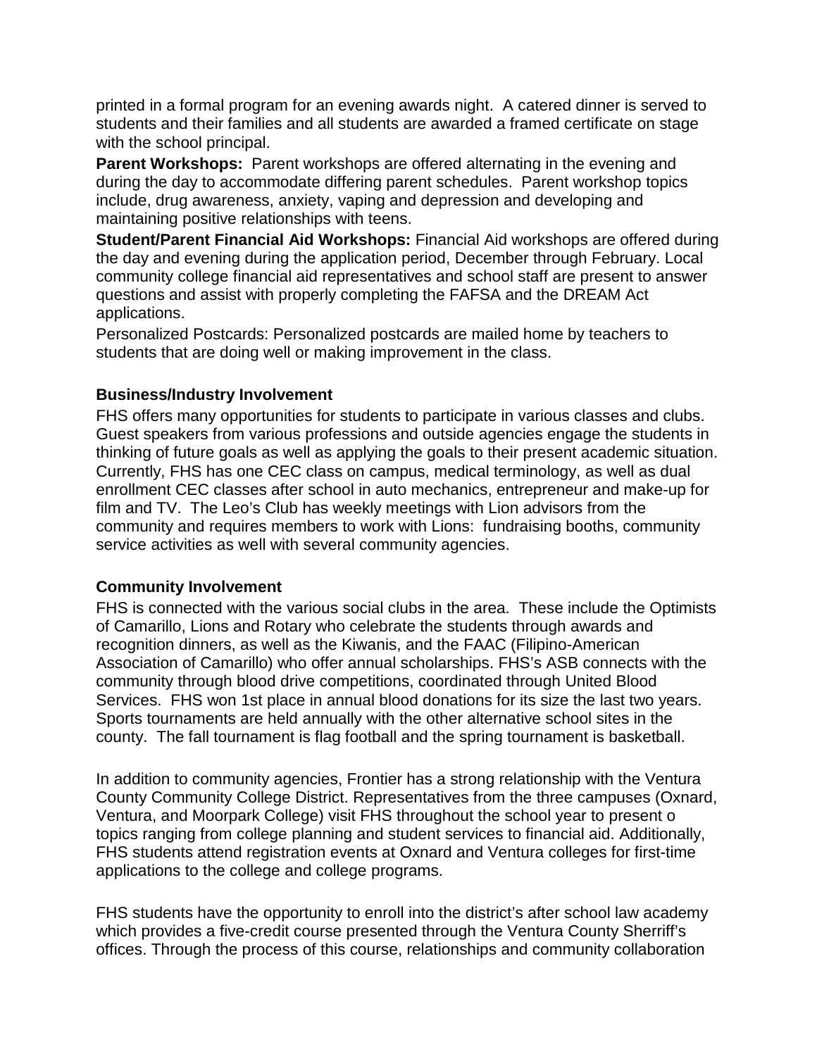printed in a formal program for an evening awards night. A catered dinner is served to students and their families and all students are awarded a framed certificate on stage with the school principal.

**Parent Workshops:** Parent workshops are offered alternating in the evening and during the day to accommodate differing parent schedules. Parent workshop topics include, drug awareness, anxiety, vaping and depression and developing and maintaining positive relationships with teens.

**Student/Parent Financial Aid Workshops:** Financial Aid workshops are offered during the day and evening during the application period, December through February. Local community college financial aid representatives and school staff are present to answer questions and assist with properly completing the FAFSA and the DREAM Act applications.

Personalized Postcards: Personalized postcards are mailed home by teachers to students that are doing well or making improvement in the class.

**Business/Industry Involvement**

FHS offers many opportunities for students to participate in various classes and clubs. Guest speakers from various professions and outside agencies engage the students in thinking of future goals as well as applying the goals to their present academic situation. Currently, FHS has one CEC class on campus, medical terminology, as well as dual enrollment CEC classes after school in auto mechanics, entrepreneur and make-up for film and TV. The Leo's Club has weekly meetings with Lion advisors from the community and requires members to work with Lions: fundraising booths, community service activities as well with several community agencies.

**Community Involvement**

FHS is connected with the various social clubs in the area. These include the Optimists of Camarillo, Lions and Rotary who celebrate the students through awards and recognition dinners, as well as the Kiwanis, and the FAAC (Filipino-American Association of Camarillo) who offer annual scholarships. FHS's ASB connects with the community through blood drive competitions, coordinated through United Blood Services. FHS won 1st place in annual blood donations for its size the last two years. Sports tournaments are held annually with the other alternative school sites in the county. The fall tournament is flag football and the spring tournament is basketball.

In addition to community agencies, Frontier has a strong relationship with the Ventura County Community College District. Representatives from the three campuses (Oxnard, Ventura, and Moorpark College) visit FHS throughout the school year to present o topics ranging from college planning and student services to financial aid. Additionally, FHS students attend registration events at Oxnard and Ventura colleges for first-time applications to the college and college programs.

FHS students have the opportunity to enroll into the district's after school law academy which provides a five-credit course presented through the Ventura County Sherriff's offices. Through the process of this course, relationships and community collaboration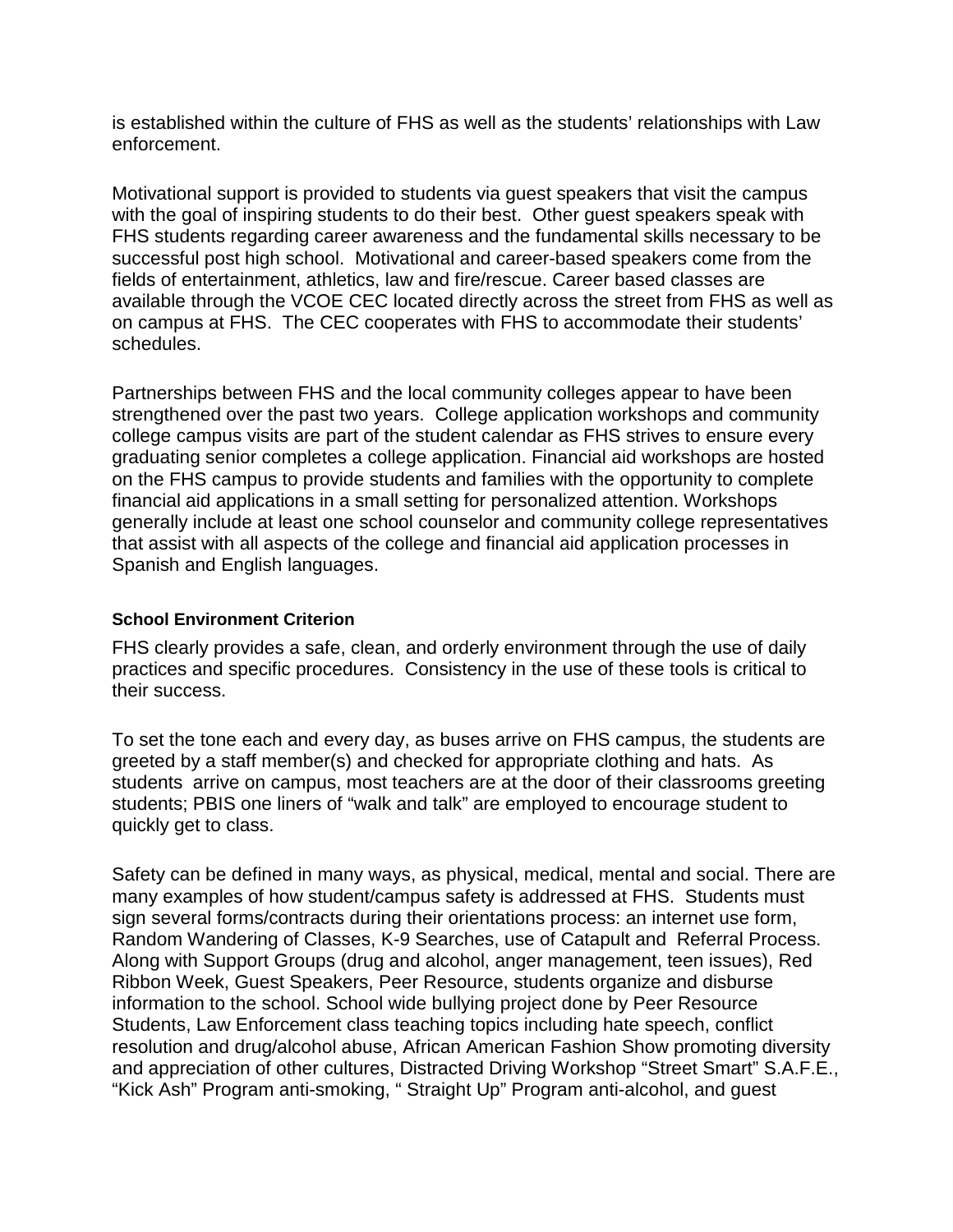is established within the culture of FHS as well as the students' relationships with Law enforcement.

Motivational support is provided to students via guest speakers that visit the campus with the goal of inspiring students to do their best. Other guest speakers speak with FHS students regarding career awareness and the fundamental skills necessary to be successful post high school. Motivational and career-based speakers come from the fields of entertainment, athletics, law and fire/rescue. Career based classes are available through the VCOE CEC located directly across the street from FHS as well as on campus at FHS. The CEC cooperates with FHS to accommodate their students' schedules.

Partnerships between FHS and the local community colleges appear to have been strengthened over the past two years. College application workshops and community college campus visits are part of the student calendar as FHS strives to ensure every graduating senior completes a college application. Financial aid workshops are hosted on the FHS campus to provide students and families with the opportunity to complete financial aid applications in a small setting for personalized attention. Workshops generally include at least one school counselor and community college representatives that assist with all aspects of the college and financial aid application processes in Spanish and English languages.

### School Environment Criterion

FHS clearly provides a safe, clean, and orderly environment through the use of daily practices and specific procedures. Consistency in the use of these tools is critical to their success.

To set the tone each and every day, as buses arrive on FHS campus, the students are greeted by a staff member(s) and checked for appropriate clothing and hats. As students arrive on campus, most teachers are at the door of their classrooms greeting students; PBIS one liners of "walk and talk" are employed to encourage student to quickly get to class.

Safety can be defined in many ways, as physical, medical, mental and social. There are many examples of how student/campus safety is addressed at FHS. Students must sign several forms/contracts during their orientations process: an internet use form, Random Wandering of Classes, K-9 Searches, use of Catapult and Referral Process. Along with Support Groups (drug and alcohol, anger management, teen issues), Red Ribbon Week, Guest Speakers, Peer Resource, students organize and disburse information to the school. School wide bullying project done by Peer Resource Students, Law Enforcement class teaching topics including hate speech, conflict resolution and drug/alcohol abuse, African American Fashion Show promoting diversity and appreciation of other cultures, Distracted Driving Workshop "Street Smart" S.A.F.E., "Kick Ash" Program anti-smoking, " Straight Up" Program anti-alcohol, and guest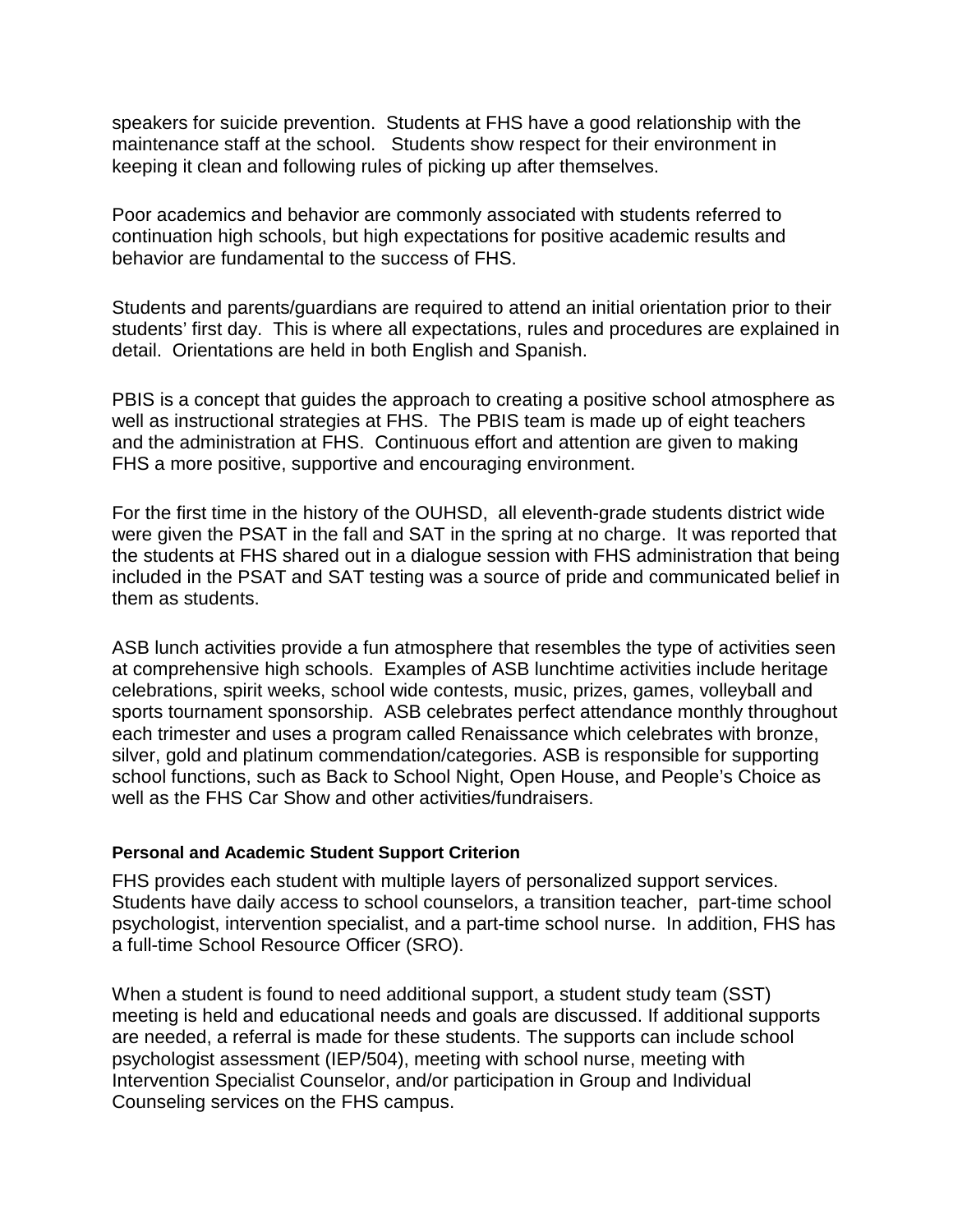speakers for suicide prevention. Students at FHS have a good relationship with the maintenance staff at the school. Students show respect for their environment in keeping it clean and following rules of picking up after themselves.

Poor academics and behavior are commonly associated with students referred to continuation high schools, but high expectations for positive academic results and behavior are fundamental to the success of FHS.

Students and parents/guardians are required to attend an initial orientation prior to their students' first day. This is where all expectations, rules and procedures are explained in detail. Orientations are held in both English and Spanish.

PBIS is a concept that guides the approach to creating a positive school atmosphere as well as instructional strategies at FHS. The PBIS team is made up of eight teachers and the administration at FHS. Continuous effort and attention are given to making FHS a more positive, supportive and encouraging environment.

For the first time in the history of the OUHSD, all eleventh-grade students district wide were given the PSAT in the fall and SAT in the spring at no charge. It was reported that the students at FHS shared out in a dialogue session with FHS administration that being included in the PSAT and SAT testing was a source of pride and communicated belief in them as students.

ASB lunch activities provide a fun atmosphere that resembles the type of activities seen at comprehensive high schools. Examples of ASB lunchtime activities include heritage celebrations, spirit weeks, school wide contests, music, prizes, games, volleyball and sports tournament sponsorship. ASB celebrates perfect attendance monthly throughout each trimester and uses a program called Renaissance which celebrates with bronze, silver, gold and platinum commendation/categories. ASB is responsible for supporting school functions, such as Back to School Night, Open House, and People's Choice as well as the FHS Car Show and other activities/fundraisers.

#### Personal and Academic Student Support Criterion

FHS provides each student with multiple layers of personalized support services. Students have daily access to school counselors, a transition teacher, part-time school psychologist, intervention specialist, and a part-time school nurse. In addition, FHS has a full-time School Resource Officer (SRO).

When a student is found to need additional support, a student study team (SST) meeting is held and educational needs and goals are discussed. If additional supports are needed, a referral is made for these students. The supports can include school psychologist assessment (IEP/504), meeting with school nurse, meeting with Intervention Specialist Counselor, and/or participation in Group and Individual Counseling services on the FHS campus.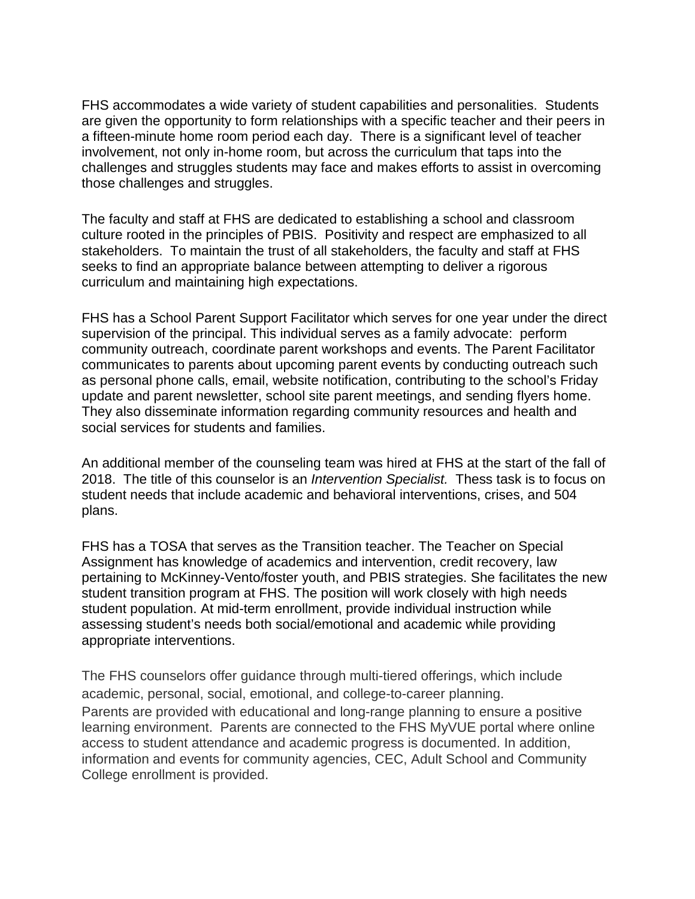FHS accommodates a wide variety of student capabilities and personalities. Students are given the opportunity to form relationships with a specific teacher and their peers in a fifteen-minute home room period each day. There is a significant level of teacher involvement, not only in-home room, but across the curriculum that taps into the challenges and struggles students may face and makes efforts to assist in overcoming those challenges and struggles.

The faculty and staff at FHS are dedicated to establishing a school and classroom culture rooted in the principles of PBIS. Positivity and respect are emphasized to all stakeholders. To maintain the trust of all stakeholders, the faculty and staff at FHS seeks to find an appropriate balance between attempting to deliver a rigorous curriculum and maintaining high expectations.

FHS has a School Parent Support Facilitator which serves for one year under the direct supervision of the principal. This individual serves as a family advocate: perform community outreach, coordinate parent workshops and events. The Parent Facilitator communicates to parents about upcoming parent events by conducting outreach such as personal phone calls, email, website notification, contributing to the school's Friday update and parent newsletter, school site parent meetings, and sending flyers home. They also disseminate information regarding community resources and health and social services for students and families.

An additional member of the counseling team was hired at FHS at the start of the fall of 2018. The title of this counselor is an *Intervention Specialist.* Thess task is to focus on student needs that include academic and behavioral interventions, crises, and 504 plans.

FHS has a TOSA that serves as the Transition teacher. The Teacher on Special Assignment has knowledge of academics and intervention, credit recovery, law pertaining to McKinney-Vento/foster youth, and PBIS strategies. She facilitates the new student transition program at FHS. The position will work closely with high needs student population. At mid-term enrollment, provide individual instruction while assessing student's needs both social/emotional and academic while providing appropriate interventions.

The FHS counselors offer guidance through multi-tiered offerings, which include academic, personal, social, emotional, and college-to-career planning.
Parents are provided with educational and long-range planning to ensure a positive learning environment. Parents are connected to the FHS MyVUE portal where online access to student attendance and academic progress is documented. In addition, information and events for community agencies, CEC, Adult School and Community College enrollment is provided.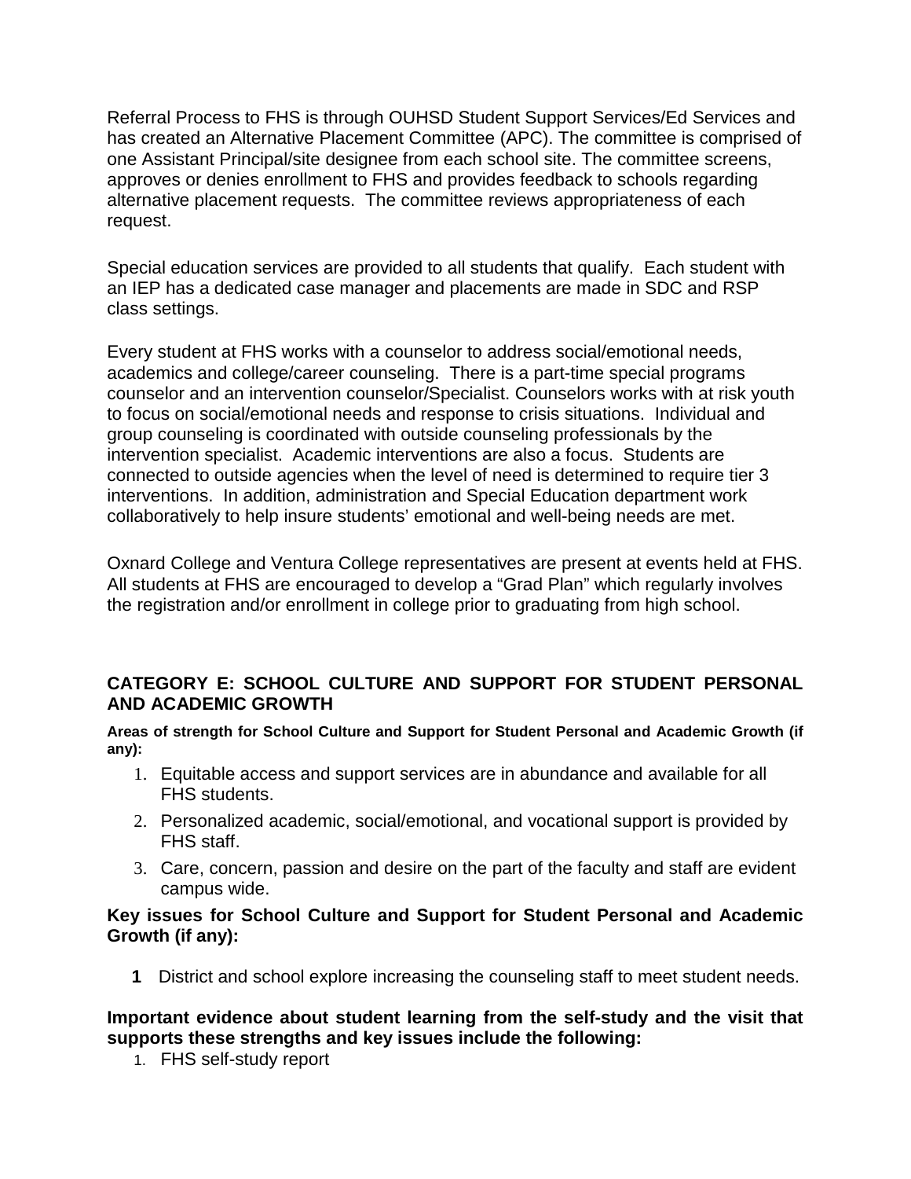Referral Process to FHS is through OUHSD Student Support Services/Ed Services and has created an Alternative Placement Committee (APC). The committee is comprised of one Assistant Principal/site designee from each school site. The committee screens, approves or denies enrollment to FHS and provides feedback to schools regarding alternative placement requests. The committee reviews appropriateness of each request.

Special education services are provided to all students that qualify. Each student with an IEP has a dedicated case manager and placements are made in SDC and RSP class settings.

Every student at FHS works with a counselor to address social/emotional needs, academics and college/career counseling. There is a part-time special programs counselor and an intervention counselor/Specialist. Counselors works with at risk youth to focus on social/emotional needs and response to crisis situations. Individual and group counseling is coordinated with outside counseling professionals by the intervention specialist. Academic interventions are also a focus. Students are connected to outside agencies when the level of need is determined to require tier 3 interventions. In addition, administration and Special Education department work collaboratively to help insure students' emotional and well-being needs are met.

Oxnard College and Ventura College representatives are present at events held at FHS. All students at FHS are encouraged to develop a "Grad Plan" which regularly involves the registration and/or enrollment in college prior to graduating from high school.

## CATEGORY E: SCHOOL CULTURE AND SUPPORT FOR STUDENT PERSONAL AND ACADEMIC GROWTH

**Areas of strength for School Culture and Support for Student Personal and Academic Growth (if any):**

1. Equitable access and support services are in abundance and available for all FHS students.
2. Personalized academic, social/emotional, and vocational support is provided by FHS staff.
3. Care, concern, passion and desire on the part of the faculty and staff are evident campus wide.

**Key issues for School Culture and Support for Student Personal and Academic Growth (if any):**

1. District and school explore increasing the counseling staff to meet student needs.

**Important evidence about student learning from the self-study and the visit that supports these strengths and key issues include the following:**

1. FHS self-study report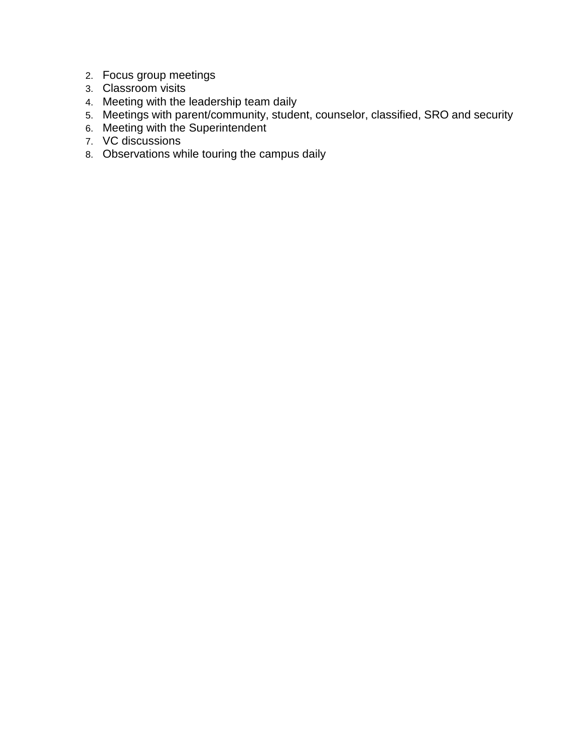2. Focus group meetings
3. Classroom visits
4. Meeting with the leadership team daily
5. Meetings with parent/community, student, counselor, classified, SRO and security
6. Meeting with the Superintendent
7. VC discussions
8. Observations while touring the campus daily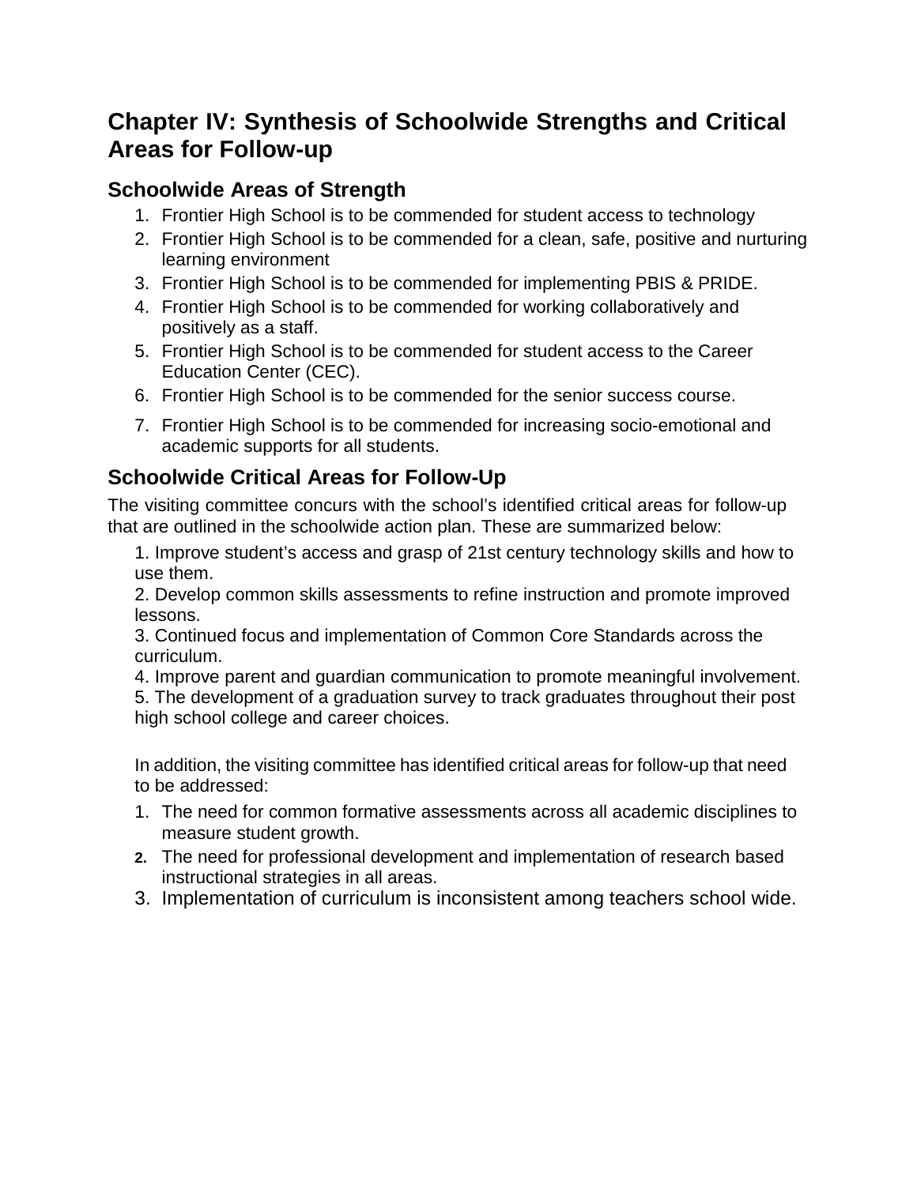# Chapter IV: Synthesis of Schoolwide Strengths and Critical Areas for Follow-up

## Schoolwide Areas of Strength

1. Frontier High School is to be commended for student access to technology
2. Frontier High School is to be commended for a clean, safe, positive and nurturing learning environment
3. Frontier High School is to be commended for implementing PBIS & PRIDE.
4. Frontier High School is to be commended for working collaboratively and positively as a staff.
5. Frontier High School is to be commended for student access to the Career Education Center (CEC).
6. Frontier High School is to be commended for the senior success course.
7. Frontier High School is to be commended for increasing socio-emotional and academic supports for all students.

## Schoolwide Critical Areas for Follow-Up

The visiting committee concurs with the school's identified critical areas for follow-up that are outlined in the schoolwide action plan. These are summarized below:

1. Improve student's access and grasp of 21st century technology skills and how to use them.
2. Develop common skills assessments to refine instruction and promote improved lessons.
3. Continued focus and implementation of Common Core Standards across the curriculum.
4. Improve parent and guardian communication to promote meaningful involvement.
5. The development of a graduation survey to track graduates throughout their post high school college and career choices.

In addition, the visiting committee has identified critical areas for follow-up that need to be addressed:

1. The need for common formative assessments across all academic disciplines to measure student growth.
2. The need for professional development and implementation of research based instructional strategies in all areas.
3. Implementation of curriculum is inconsistent among teachers school wide.